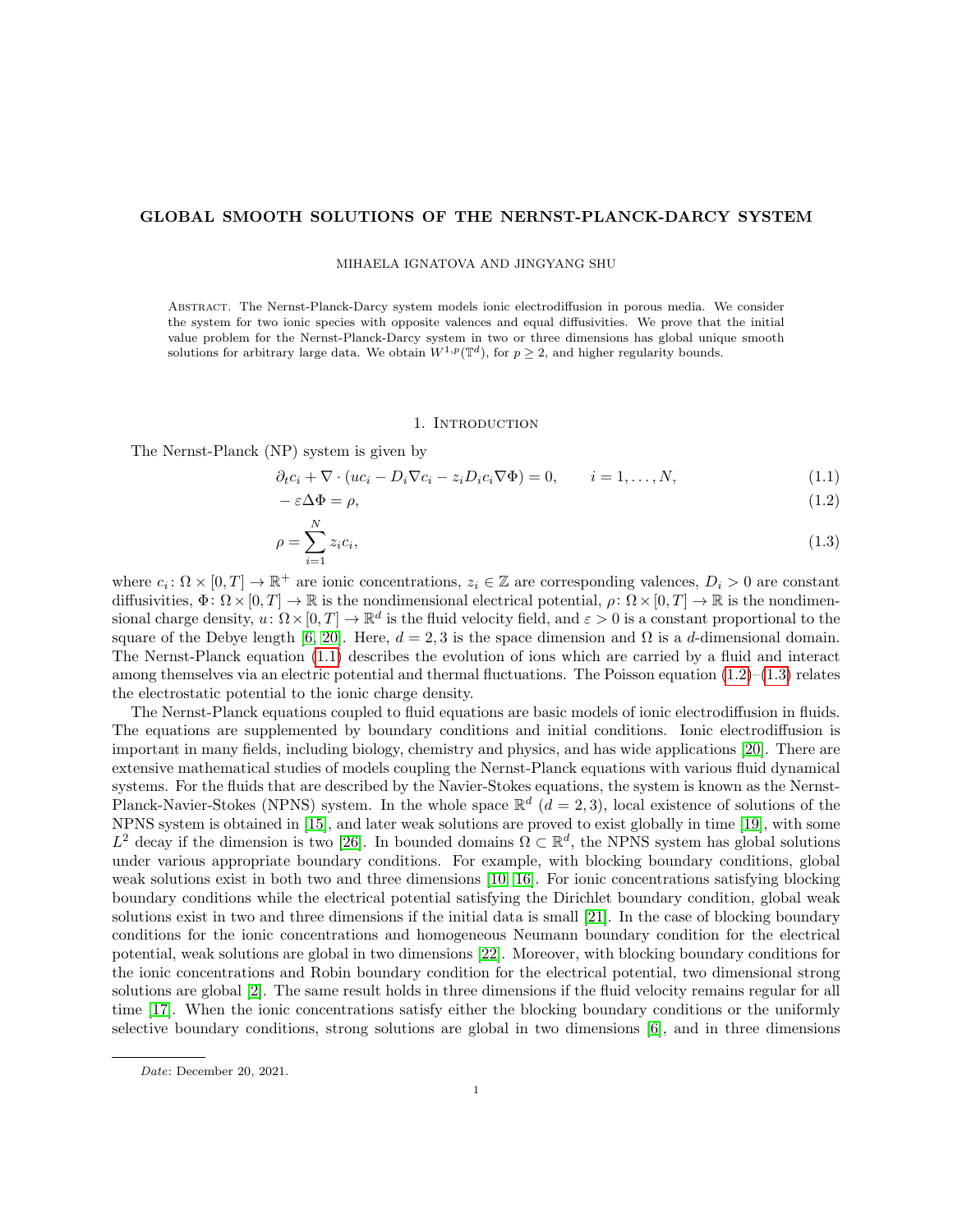# GLOBAL SMOOTH SOLUTIONS OF THE NERNST-PLANCK-DARCY SYSTEM

MIHAELA IGNATOVA AND JINGYANG SHU

Abstract. The Nernst-Planck-Darcy system models ionic electrodiffusion in porous media. We consider the system for two ionic species with opposite valences and equal diffusivities. We prove that the initial value problem for the Nernst-Planck-Darcy system in two or three dimensions has global unique smooth solutions for arbitrary large data. We obtain $W^{1,p}(\mathbb{T}^d)$, for $p \geq 2$, and higher regularity bounds.

## 1. Introduction

The Nernst-Planck (NP) system is given by

$$
\partial_t c_i + \nabla \cdot (uc_i - D_i \nabla c_i - z_i D_i c_i \nabla \Phi) = 0, \qquad i = 1, \dots, N, \tag{1.1}
$$

$$
-\varepsilon \Delta \Phi = \rho, \tag{1.2}
$$

$$
\rho = \sum_{i=1}^{N} z_i c_i, \tag{1.3}
$$

where $c_i \colon \Omega \times [0,T] \to \mathbb{R}^+$ are ionic concentrations, $z_i \in \mathbb{Z}$ are corresponding valences, $D_i > 0$ are constant diffusivities, $\Phi \colon \Omega \times [0,T] \to \mathbb{R}$ is the nondimensional electrical potential, $\rho \colon \Omega \times [0,T] \to \mathbb{R}$ is the nondimensional charge density, $u \colon \Omega \times [0,T] \to \mathbb{R}^d$ is the fluid velocity field, and $\varepsilon > 0$ is a constant proportional to the square of the Debye length [6, 20]. Here, $d = 2, 3$ is the space dimension and $\Omega$ is a $d$-dimensional domain. The Nernst-Planck equation (1.1) describes the evolution of ions which are carried by a fluid and interact among themselves via an electric potential and thermal fluctuations. The Poisson equation (1.2)–(1.3) relates the electrostatic potential to the ionic charge density.

The Nernst-Planck equations coupled to fluid equations are basic models of ionic electrodiffusion in fluids. The equations are supplemented by boundary conditions and initial conditions. Ionic electrodiffusion is important in many fields, including biology, chemistry and physics, and has wide applications [20]. There are extensive mathematical studies of models coupling the Nernst-Planck equations with various fluid dynamical systems. For the fluids that are described by the Navier-Stokes equations, the system is known as the Nernst-Planck-Navier-Stokes (NPNS) system. In the whole space $\mathbb{R}^d$ ($d = 2, 3$), local existence of solutions of the NPNS system is obtained in [15], and later weak solutions are proved to exist globally in time [19], with some $L^2$ decay if the dimension is two [26]. In bounded domains $\Omega \subset \mathbb{R}^d$, the NPNS system has global solutions under various appropriate boundary conditions. For example, with blocking boundary conditions, global weak solutions exist in both two and three dimensions [10, 16]. For ionic concentrations satisfying blocking boundary conditions while the electrical potential satisfying the Dirichlet boundary condition, global weak solutions exist in two and three dimensions if the initial data is small [21]. In the case of blocking boundary conditions for the ionic concentrations and homogeneous Neumann boundary condition for the electrical potential, weak solutions are global in two dimensions [22]. Moreover, with blocking boundary conditions for the ionic concentrations and Robin boundary condition for the electrical potential, two dimensional strong solutions are global [2]. The same result holds in three dimensions if the fluid velocity remains regular for all time [17]. When the ionic concentrations satisfy either the blocking boundary conditions or the uniformly selective boundary conditions, strong solutions are global in two dimensions [6], and in three dimensions

*Date*: December 20, 2021.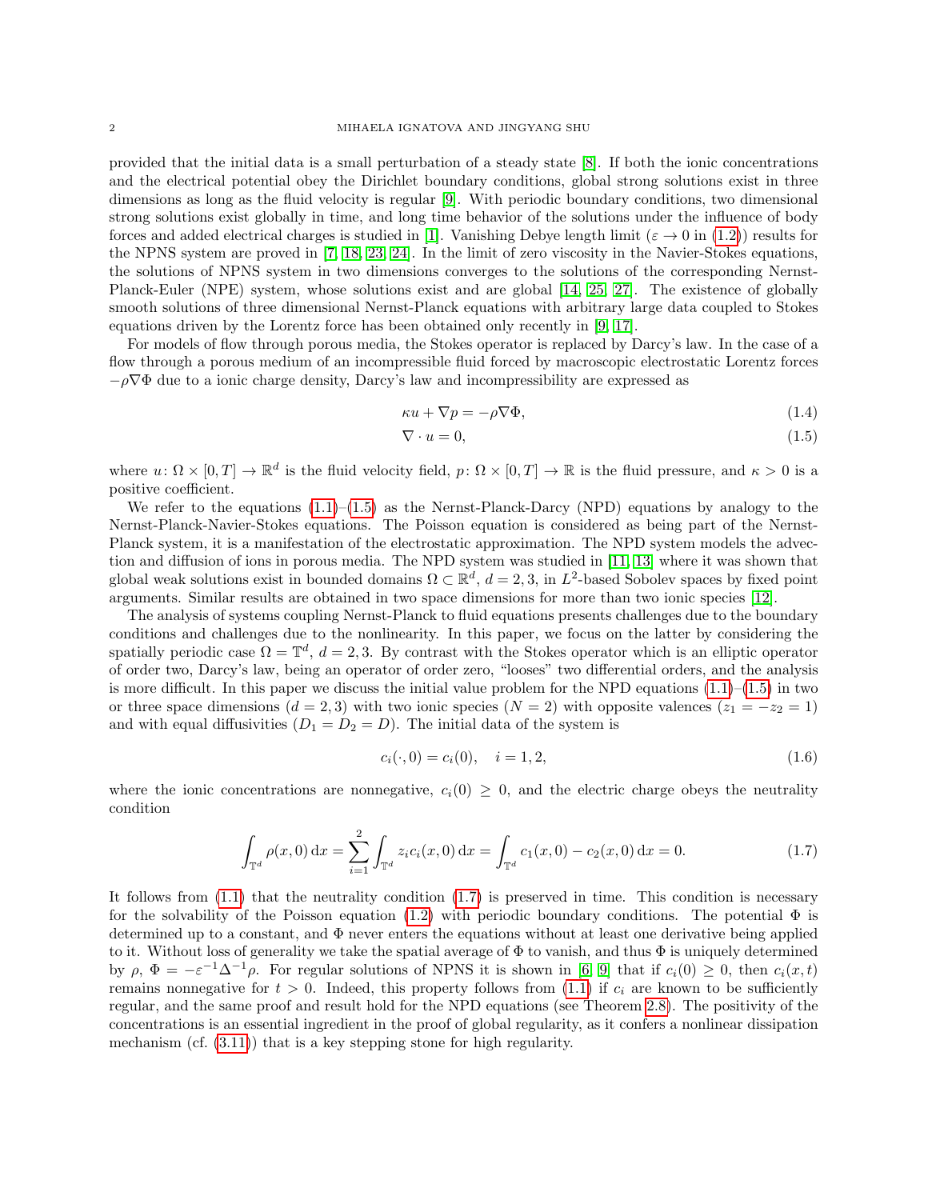provided that the initial data is a small perturbation of a steady state [8]. If both the ionic concentrations and the electrical potential obey the Dirichlet boundary conditions, global strong solutions exist in three dimensions as long as the fluid velocity is regular [9]. With periodic boundary conditions, two dimensional strong solutions exist globally in time, and long time behavior of the solutions under the influence of body forces and added electrical charges is studied in [1]. Vanishing Debye length limit ($\varepsilon \to 0$ in (1.2)) results for the NPNS system are proved in [7, 18, 23, 24]. In the limit of zero viscosity in the Navier-Stokes equations, the solutions of NPNS system in two dimensions converges to the solutions of the corresponding Nernst-Planck-Euler (NPE) system, whose solutions exist and are global [14, 25, 27]. The existence of globally smooth solutions of three dimensional Nernst-Planck equations with arbitrary large data coupled to Stokes equations driven by the Lorentz force has been obtained only recently in [9, 17].

For models of flow through porous media, the Stokes operator is replaced by Darcy's law. In the case of a flow through a porous medium of an incompressible fluid forced by macroscopic electrostatic Lorentz forces $-\rho\nabla\Phi$ due to a ionic charge density, Darcy's law and incompressibility are expressed as

$$\kappa u + \nabla p = -\rho\nabla\Phi, \tag{1.4}$$

$$\nabla \cdot u = 0, \tag{1.5}$$

where $u\colon \Omega \times [0,T] \to \mathbb{R}^d$ is the fluid velocity field, $p\colon \Omega \times [0,T] \to \mathbb{R}$ is the fluid pressure, and $\kappa > 0$ is a positive coefficient.

We refer to the equations (1.1)–(1.5) as the Nernst-Planck-Darcy (NPD) equations by analogy to the Nernst-Planck-Navier-Stokes equations. The Poisson equation is considered as being part of the Nernst-Planck system, it is a manifestation of the electrostatic approximation. The NPD system models the advection and diffusion of ions in porous media. The NPD system was studied in [11, 13] where it was shown that global weak solutions exist in bounded domains $\Omega \subset \mathbb{R}^d$, $d = 2, 3$, in $L^2$-based Sobolev spaces by fixed point arguments. Similar results are obtained in two space dimensions for more than two ionic species [12].

The analysis of systems coupling Nernst-Planck to fluid equations presents challenges due to the boundary conditions and challenges due to the nonlinearity. In this paper, we focus on the latter by considering the spatially periodic case $\Omega = \mathbb{T}^d$, $d = 2, 3$. By contrast with the Stokes operator which is an elliptic operator of order two, Darcy's law, being an operator of order zero, "looses" two differential orders, and the analysis is more difficult. In this paper we discuss the initial value problem for the NPD equations (1.1)–(1.5) in two or three space dimensions ($d = 2, 3$) with two ionic species ($N = 2$) with opposite valences ($z_1 = -z_2 = 1$) and with equal diffusivities ($D_1 = D_2 = D$). The initial data of the system is

$$c_i(\cdot, 0) = c_i(0), \quad i = 1, 2, \tag{1.6}$$

where the ionic concentrations are nonnegative, $c_i(0) \geq 0$, and the electric charge obeys the neutrality condition

$$\int_{\mathbb{T}^d} \rho(x, 0)\, \mathrm{d}x = \sum_{i=1}^{2} \int_{\mathbb{T}^d} z_i c_i(x, 0)\, \mathrm{d}x = \int_{\mathbb{T}^d} c_1(x, 0) - c_2(x, 0)\, \mathrm{d}x = 0. \tag{1.7}$$

It follows from (1.1) that the neutrality condition (1.7) is preserved in time. This condition is necessary for the solvability of the Poisson equation (1.2) with periodic boundary conditions. The potential $\Phi$ is determined up to a constant, and $\Phi$ never enters the equations without at least one derivative being applied to it. Without loss of generality we take the spatial average of $\Phi$ to vanish, and thus $\Phi$ is uniquely determined by $\rho$, $\Phi = -\varepsilon^{-1}\Delta^{-1}\rho$. For regular solutions of NPNS it is shown in [6, 9] that if $c_i(0) \geq 0$, then $c_i(x, t)$ remains nonnegative for $t > 0$. Indeed, this property follows from (1.1) if $c_i$ are known to be sufficiently regular, and the same proof and result hold for the NPD equations (see Theorem 2.8). The positivity of the concentrations is an essential ingredient in the proof of global regularity, as it confers a nonlinear dissipation mechanism (cf. (3.11)) that is a key stepping stone for high regularity.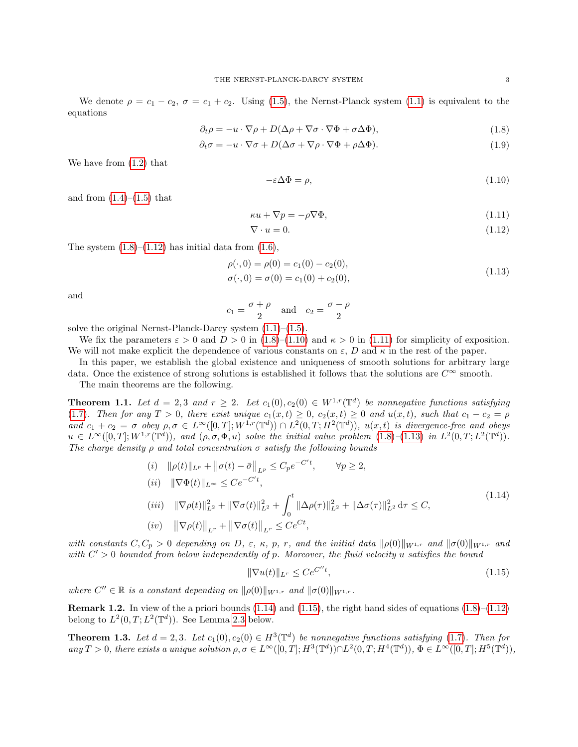We denote $\rho = c_1 - c_2$, $\sigma = c_1 + c_2$. Using (1.5), the Nernst-Planck system (1.1) is equivalent to the equations

$$\partial_t \rho = -u \cdot \nabla \rho + D(\Delta \rho + \nabla \sigma \cdot \nabla \Phi + \sigma \Delta \Phi), \tag{1.8}$$

$$\partial_t \sigma = -u \cdot \nabla \sigma + D(\Delta \sigma + \nabla \rho \cdot \nabla \Phi + \rho \Delta \Phi). \tag{1.9}$$

We have from (1.2) that

$$-\varepsilon \Delta \Phi = \rho, \tag{1.10}$$

and from (1.4)–(1.5) that

$$\kappa u + \nabla p = -\rho \nabla \Phi, \tag{1.11}$$

$$\nabla \cdot u = 0. \tag{1.12}$$

The system (1.8)–(1.12) has initial data from (1.6),

$$\begin{aligned} \rho(\cdot, 0) &= \rho(0) = c_1(0) - c_2(0), \\ \sigma(\cdot, 0) &= \sigma(0) = c_1(0) + c_2(0), \end{aligned} \tag{1.13}$$

and

$$c_1 = \frac{\sigma + \rho}{2} \quad \text{and} \quad c_2 = \frac{\sigma - \rho}{2}$$

solve the original Nernst-Planck-Darcy system (1.1)–(1.5).

We fix the parameters $\varepsilon > 0$ and $D > 0$ in (1.8)–(1.10) and $\kappa > 0$ in (1.11) for simplicity of exposition. We will not make explicit the dependence of various constants on $\varepsilon$, $D$ and $\kappa$ in the rest of the paper.

In this paper, we establish the global existence and uniqueness of smooth solutions for arbitrary large data. Once the existence of strong solutions is established it follows that the solutions are $C^\infty$ smooth.

The main theorems are the following.

**Theorem 1.1.** *Let $d = 2, 3$ and $r \geq 2$. Let $c_1(0), c_2(0) \in W^{1,r}(\mathbb{T}^d)$ be nonnegative functions satisfying (1.7). Then for any $T > 0$, there exist unique $c_1(x,t) \geq 0$, $c_2(x,t) \geq 0$ and $u(x,t)$, such that $c_1 - c_2 = \rho$ and $c_1 + c_2 = \sigma$ obey $\rho, \sigma \in L^\infty([0,T]; W^{1,r}(\mathbb{T}^d)) \cap L^2(0,T; H^2(\mathbb{T}^d))$, $u(x,t)$ is divergence-free and obeys $u \in L^\infty([0,T]; W^{1,r}(\mathbb{T}^d))$, and $(\rho, \sigma, \Phi, u)$ solve the initial value problem (1.8)–(1.13) in $L^2(0,T; L^2(\mathbb{T}^d))$. The charge density $\rho$ and total concentration $\sigma$ satisfy the following bounds*

$$\begin{aligned} &(i) \quad \|\rho(t)\|_{L^p} + \|\sigma(t) - \bar{\sigma}\|_{L^p} \leq C_p e^{-C't}, \qquad \forall p \geq 2, \\ &(ii) \quad \|\nabla \Phi(t)\|_{L^\infty} \leq C e^{-C't}, \\ &(iii) \quad \|\nabla \rho(t)\|_{L^2}^2 + \|\nabla \sigma(t)\|_{L^2}^2 + \int_0^t \|\Delta \rho(\tau)\|_{L^2}^2 + \|\Delta \sigma(\tau)\|_{L^2}^2 \, d\tau \leq C, \\ &(iv) \quad \|\nabla \rho(t)\|_{L^r} + \|\nabla \sigma(t)\|_{L^r} \leq C e^{Ct}, \end{aligned} \tag{1.14}$$

*with constants $C, C_p > 0$ depending on $D$, $\varepsilon$, $\kappa$, $p$, $r$, and the initial data $\|\rho(0)\|_{W^{1,r}}$ and $\|\sigma(0)\|_{W^{1,r}}$ and with $C' > 0$ bounded from below independently of $p$. Moreover, the fluid velocity $u$ satisfies the bound*

$$\|\nabla u(t)\|_{L^r} \leq C e^{C''t}, \tag{1.15}$$

*where $C'' \in \mathbb{R}$ is a constant depending on $\|\rho(0)\|_{W^{1,r}}$ and $\|\sigma(0)\|_{W^{1,r}}$.*

**Remark 1.2.** In view of the a priori bounds (1.14) and (1.15), the right hand sides of equations (1.8)–(1.12) belong to $L^2(0,T; L^2(\mathbb{T}^d))$. See Lemma 2.3 below.

**Theorem 1.3.** *Let $d = 2, 3$. Let $c_1(0), c_2(0) \in H^3(\mathbb{T}^d)$ be nonnegative functions satisfying (1.7). Then for any $T > 0$, there exists a unique solution $\rho, \sigma \in L^\infty([0,T]; H^3(\mathbb{T}^d)) \cap L^2(0,T; H^4(\mathbb{T}^d))$, $\Phi \in L^\infty([0,T]; H^5(\mathbb{T}^d))$,*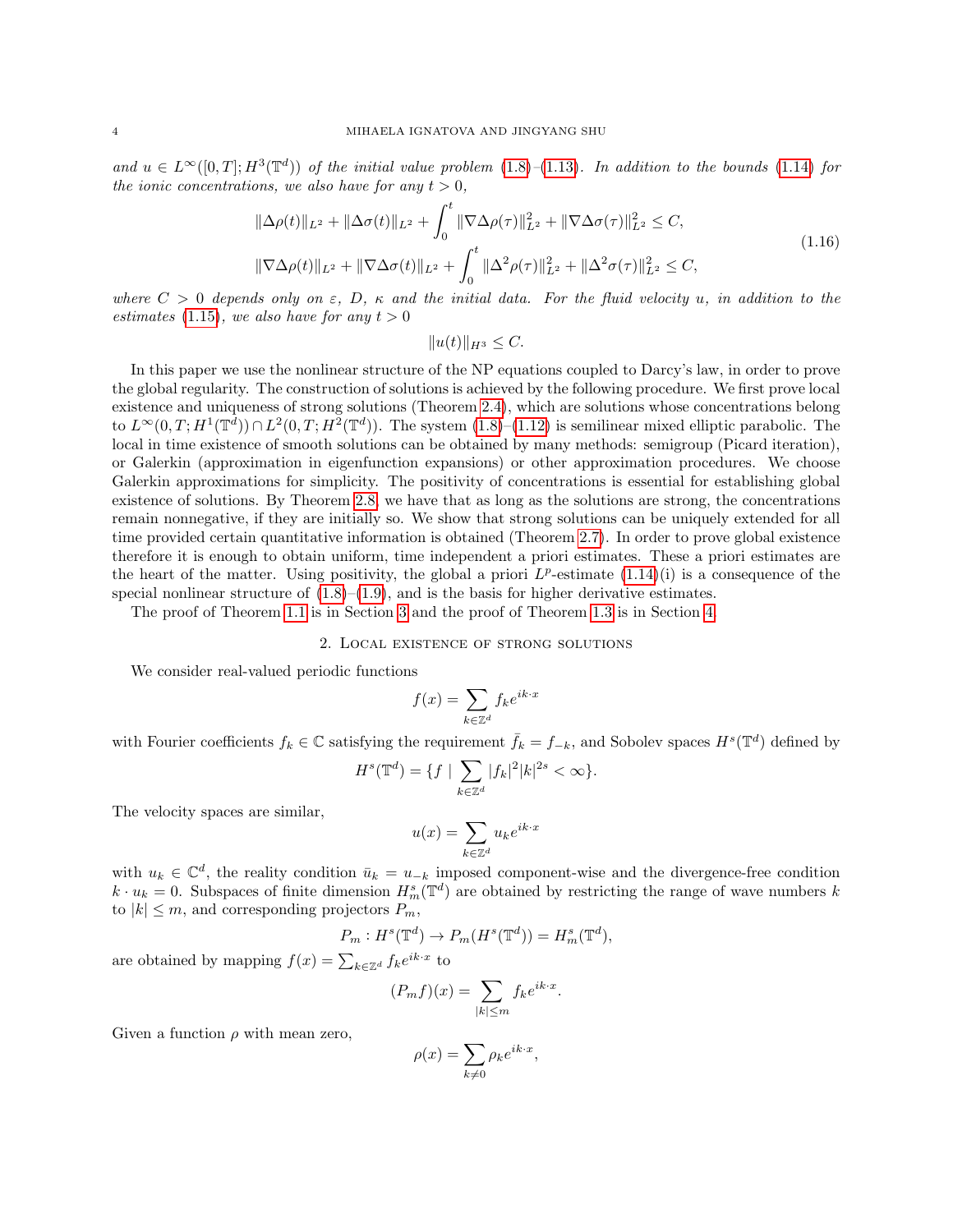*and $u \in L^\infty([0,T]; H^3(\mathbb{T}^d))$ of the initial value problem (1.8)–(1.13). In addition to the bounds (1.14) for the ionic concentrations, we also have for any $t > 0$,*

$$
\begin{aligned}
&\|\Delta\rho(t)\|_{L^2} + \|\Delta\sigma(t)\|_{L^2} + \int_0^t \|\nabla\Delta\rho(\tau)\|_{L^2}^2 + \|\nabla\Delta\sigma(\tau)\|_{L^2}^2 \le C, \\
&\|\nabla\Delta\rho(t)\|_{L^2} + \|\nabla\Delta\sigma(t)\|_{L^2} + \int_0^t \|\Delta^2\rho(\tau)\|_{L^2}^2 + \|\Delta^2\sigma(\tau)\|_{L^2}^2 \le C,
\end{aligned}
\tag{1.16}
$$

*where $C > 0$ depends only on $\varepsilon$, $D$, $\kappa$ and the initial data. For the fluid velocity $u$, in addition to the estimates (1.15), we also have for any $t > 0$*

$$
\|u(t)\|_{H^3} \le C.
$$

In this paper we use the nonlinear structure of the NP equations coupled to Darcy's law, in order to prove the global regularity. The construction of solutions is achieved by the following procedure. We first prove local existence and uniqueness of strong solutions (Theorem 2.4), which are solutions whose concentrations belong to $L^\infty(0,T;H^1(\mathbb{T}^d)) \cap L^2(0,T;H^2(\mathbb{T}^d))$. The system (1.8)–(1.12) is semilinear mixed elliptic parabolic. The local in time existence of smooth solutions can be obtained by many methods: semigroup (Picard iteration), or Galerkin (approximation in eigenfunction expansions) or other approximation procedures. We choose Galerkin approximations for simplicity. The positivity of concentrations is essential for establishing global existence of solutions. By Theorem 2.8, we have that as long as the solutions are strong, the concentrations remain nonnegative, if they are initially so. We show that strong solutions can be uniquely extended for all time provided certain quantitative information is obtained (Theorem 2.7). In order to prove global existence therefore it is enough to obtain uniform, time independent a priori estimates. These a priori estimates are the heart of the matter. Using positivity, the global a priori $L^p$-estimate (1.14)(i) is a consequence of the special nonlinear structure of (1.8)–(1.9), and is the basis for higher derivative estimates.

The proof of Theorem 1.1 is in Section 3 and the proof of Theorem 1.3 is in Section 4.

## 2. Local existence of strong solutions

We consider real-valued periodic functions

$$
f(x) = \sum_{k\in\mathbb{Z}^d} f_k e^{ik\cdot x}
$$

with Fourier coefficients $f_k \in \mathbb{C}$ satisfying the requirement $\bar{f}_k = f_{-k}$, and Sobolev spaces $H^s(\mathbb{T}^d)$ defined by

$$
H^s(\mathbb{T}^d) = \{f \mid \sum_{k\in\mathbb{Z}^d} |f_k|^2|k|^{2s} < \infty\}.
$$

The velocity spaces are similar,

$$
u(x) = \sum_{k\in\mathbb{Z}^d} u_k e^{ik\cdot x}
$$

with $u_k \in \mathbb{C}^d$, the reality condition $\bar{u}_k = u_{-k}$ imposed component-wise and the divergence-free condition $k \cdot u_k = 0$. Subspaces of finite dimension $H_m^s(\mathbb{T}^d)$ are obtained by restricting the range of wave numbers $k$ to $|k| \le m$, and corresponding projectors $P_m$,

$$
P_m : H^s(\mathbb{T}^d) \to P_m(H^s(\mathbb{T}^d)) = H_m^s(\mathbb{T}^d),
$$

are obtained by mapping $f(x) = \sum_{k\in\mathbb{Z}^d} f_k e^{ik\cdot x}$ to

$$
(P_m f)(x) = \sum_{|k|\le m} f_k e^{ik\cdot x}.
$$

Given a function $\rho$ with mean zero,

$$
\rho(x) = \sum_{k\ne 0} \rho_k e^{ik\cdot x},
$$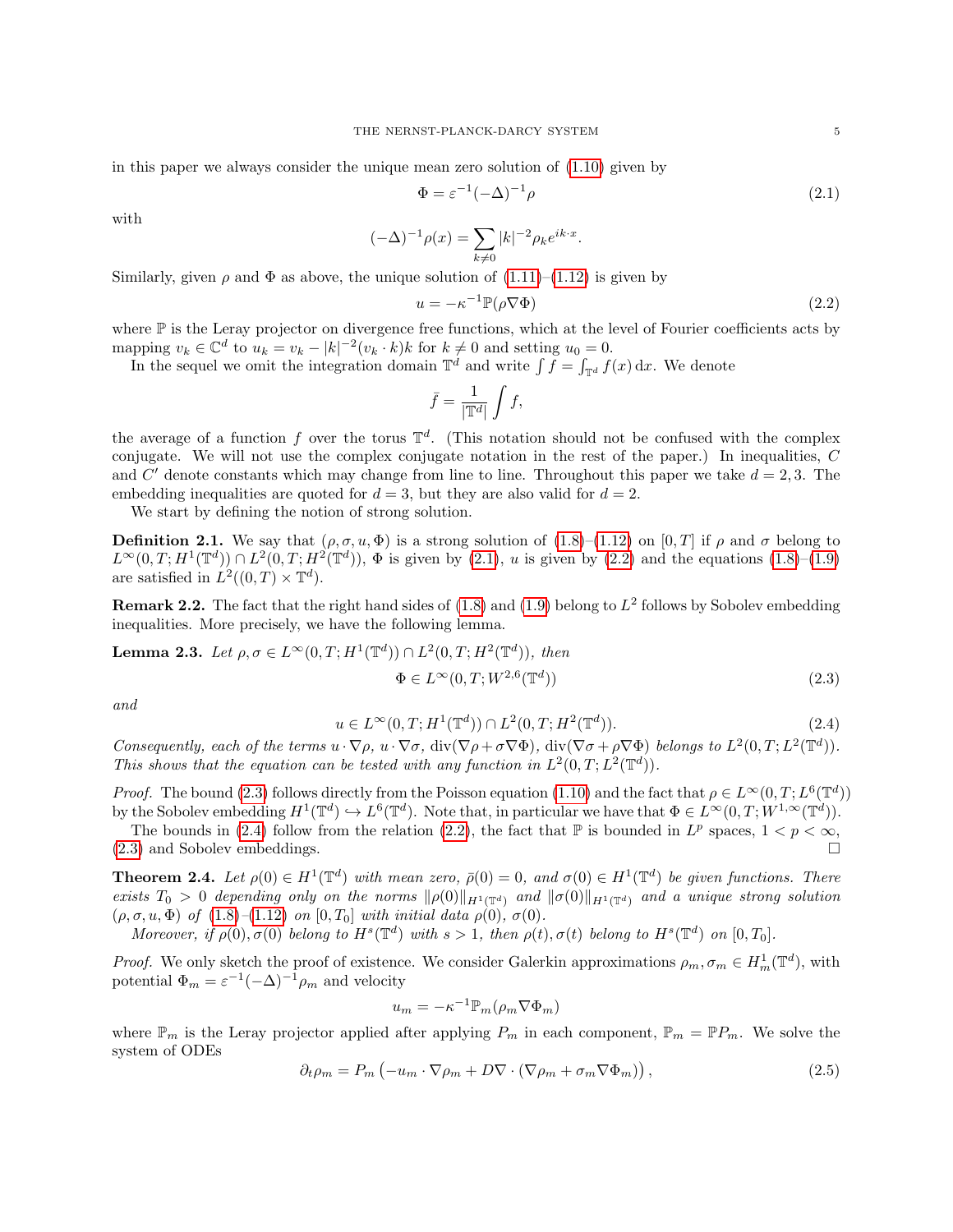in this paper we always consider the unique mean zero solution of (1.10) given by

$$\Phi = \varepsilon^{-1}(-\Delta)^{-1}\rho \tag{2.1}$$

with

$$(-\Delta)^{-1}\rho(x) = \sum_{k\neq 0} |k|^{-2}\rho_k e^{ik\cdot x}.$$

Similarly, given $\rho$ and $\Phi$ as above, the unique solution of (1.11)–(1.12) is given by

$$u = -\kappa^{-1}\mathbb{P}(\rho\nabla\Phi) \tag{2.2}$$

where $\mathbb{P}$ is the Leray projector on divergence free functions, which at the level of Fourier coefficients acts by mapping $v_k \in \mathbb{C}^d$ to $u_k = v_k - |k|^{-2}(v_k\cdot k)k$ for $k\neq 0$ and setting $u_0 = 0$.

In the sequel we omit the integration domain $\mathbb{T}^d$ and write $\int f = \int_{\mathbb{T}^d} f(x)\,\mathrm{d}x$. We denote

$$\bar{f} = \frac{1}{|\mathbb{T}^d|}\int f,$$

the average of a function $f$ over the torus $\mathbb{T}^d$. (This notation should not be confused with the complex conjugate. We will not use the complex conjugate notation in the rest of the paper.) In inequalities, $C$ and $C'$ denote constants which may change from line to line. Throughout this paper we take $d = 2, 3$. The embedding inequalities are quoted for $d = 3$, but they are also valid for $d = 2$.

We start by defining the notion of strong solution.

**Definition 2.1.** We say that $(\rho, \sigma, u, \Phi)$ is a strong solution of (1.8)–(1.12) on $[0, T]$ if $\rho$ and $\sigma$ belong to $L^\infty(0, T; H^1(\mathbb{T}^d)) \cap L^2(0, T; H^2(\mathbb{T}^d))$, $\Phi$ is given by (2.1), $u$ is given by (2.2) and the equations (1.8)–(1.9) are satisfied in $L^2((0, T)\times\mathbb{T}^d)$.

**Remark 2.2.** The fact that the right hand sides of (1.8) and (1.9) belong to $L^2$ follows by Sobolev embedding inequalities. More precisely, we have the following lemma.

**Lemma 2.3.** *Let $\rho, \sigma \in L^\infty(0, T; H^1(\mathbb{T}^d)) \cap L^2(0, T; H^2(\mathbb{T}^d))$, then*

$$\Phi \in L^\infty(0, T; W^{2,6}(\mathbb{T}^d)) \tag{2.3}$$

*and*

$$u \in L^\infty(0, T; H^1(\mathbb{T}^d)) \cap L^2(0, T; H^2(\mathbb{T}^d)). \tag{2.4}$$

*Consequently, each of the terms $u\cdot\nabla\rho$, $u\cdot\nabla\sigma$, $\operatorname{div}(\nabla\rho + \sigma\nabla\Phi)$, $\operatorname{div}(\nabla\sigma + \rho\nabla\Phi)$ belongs to $L^2(0, T; L^2(\mathbb{T}^d))$. This shows that the equation can be tested with any function in $L^2(0, T; L^2(\mathbb{T}^d))$.*

*Proof.* The bound (2.3) follows directly from the Poisson equation (1.10) and the fact that $\rho \in L^\infty(0, T; L^6(\mathbb{T}^d))$ by the Sobolev embedding $H^1(\mathbb{T}^d) \hookrightarrow L^6(\mathbb{T}^d)$. Note that, in particular we have that $\Phi \in L^\infty(0, T; W^{1,\infty}(\mathbb{T}^d))$.

The bounds in (2.4) follow from the relation (2.2), the fact that $\mathbb{P}$ is bounded in $L^p$ spaces, $1 < p < \infty$, (2.3) and Sobolev embeddings. $\square$

**Theorem 2.4.** *Let $\rho(0) \in H^1(\mathbb{T}^d)$ with mean zero, $\bar{\rho}(0) = 0$, and $\sigma(0) \in H^1(\mathbb{T}^d)$ be given functions. There exists $T_0 > 0$ depending only on the norms $\|\rho(0)\|_{H^1(\mathbb{T}^d)}$ and $\|\sigma(0)\|_{H^1(\mathbb{T}^d)}$ and a unique strong solution $(\rho, \sigma, u, \Phi)$ of (1.8)–(1.12) on $[0, T_0]$ with initial data $\rho(0)$, $\sigma(0)$.*

*Moreover, if $\rho(0), \sigma(0)$ belong to $H^s(\mathbb{T}^d)$ with $s > 1$, then $\rho(t), \sigma(t)$ belong to $H^s(\mathbb{T}^d)$ on $[0, T_0]$.*

*Proof.* We only sketch the proof of existence. We consider Galerkin approximations $\rho_m, \sigma_m \in H^1_m(\mathbb{T}^d)$, with potential $\Phi_m = \varepsilon^{-1}(-\Delta)^{-1}\rho_m$ and velocity

$$u_m = -\kappa^{-1}\mathbb{P}_m(\rho_m\nabla\Phi_m)$$

where $\mathbb{P}_m$ is the Leray projector applied after applying $P_m$ in each component, $\mathbb{P}_m = \mathbb{P}P_m$. We solve the system of ODEs

$$\partial_t\rho_m = P_m\left(-u_m\cdot\nabla\rho_m + D\nabla\cdot(\nabla\rho_m + \sigma_m\nabla\Phi_m)\right), \tag{2.5}$$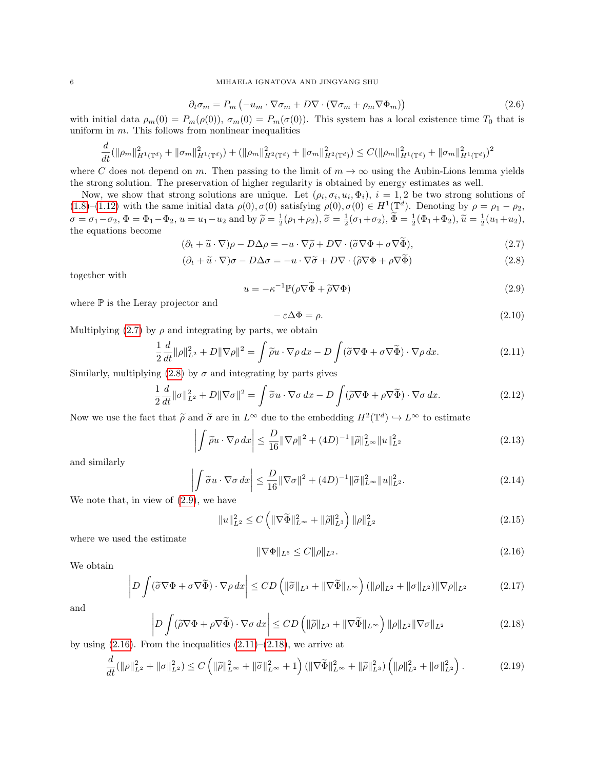$$\partial_t \sigma_m = P_m \left(-u_m \cdot \nabla \sigma_m + D\nabla \cdot (\nabla \sigma_m + \rho_m \nabla \Phi_m)\right) \tag{2.6}$$

with initial data $\rho_m(0) = P_m(\rho(0))$, $\sigma_m(0) = P_m(\sigma(0))$. This system has a local existence time $T_0$ that is uniform in $m$. This follows from nonlinear inequalities

$$\frac{d}{dt}(\|\rho_m\|^2_{H^1(\mathbb{T}^d)} + \|\sigma_m\|^2_{H^1(\mathbb{T}^d)}) + (\|\rho_m\|^2_{H^2(\mathbb{T}^d)} + \|\sigma_m\|^2_{H^2(\mathbb{T}^d)}) \le C(\|\rho_m\|^2_{H^1(\mathbb{T}^d)} + \|\sigma_m\|^2_{H^1(\mathbb{T}^d)})^2$$

where $C$ does not depend on $m$. Then passing to the limit of $m \to \infty$ using the Aubin-Lions lemma yields the strong solution. The preservation of higher regularity is obtained by energy estimates as well.

Now, we show that strong solutions are unique. Let $(\rho_i, \sigma_i, u_i, \Phi_i)$, $i = 1, 2$ be two strong solutions of (1.8)–(1.12) with the same initial data $\rho(0), \sigma(0)$ satisfying $\rho(0), \sigma(0) \in H^1(\mathbb{T}^d)$. Denoting by $\rho = \rho_1 - \rho_2$, $\sigma = \sigma_1 - \sigma_2$, $\Phi = \Phi_1 - \Phi_2$, $u = u_1 - u_2$ and by $\widetilde{\rho} = \frac{1}{2}(\rho_1 + \rho_2)$, $\widetilde{\sigma} = \frac{1}{2}(\sigma_1 + \sigma_2)$, $\widetilde{\Phi} = \frac{1}{2}(\Phi_1 + \Phi_2)$, $\widetilde{u} = \frac{1}{2}(u_1 + u_2)$, the equations become

$$(\partial_t + \widetilde{u} \cdot \nabla)\rho - D\Delta \rho = -u \cdot \nabla \widetilde{\rho} + D\nabla \cdot (\widetilde{\sigma} \nabla \Phi + \sigma \nabla \widetilde{\Phi}), \tag{2.7}$$

$$(\partial_t + \widetilde{u} \cdot \nabla)\sigma - D\Delta \sigma = -u \cdot \nabla \widetilde{\sigma} + D\nabla \cdot (\widetilde{\rho} \nabla \Phi + \rho \nabla \widetilde{\Phi}) \tag{2.8}$$

together with

$$u = -\kappa^{-1}\mathbb{P}(\rho \nabla \widetilde{\Phi} + \widetilde{\rho} \nabla \Phi) \tag{2.9}$$

where $\mathbb{P}$ is the Leray projector and

$$-\varepsilon \Delta \Phi = \rho. \tag{2.10}$$

Multiplying (2.7) by $\rho$ and integrating by parts, we obtain

$$\frac{1}{2}\frac{d}{dt}\|\rho\|^2_{L^2} + D\|\nabla \rho\|^2 = \int \widetilde{\rho} u \cdot \nabla \rho \, dx - D\int (\widetilde{\sigma} \nabla \Phi + \sigma \nabla \widetilde{\Phi}) \cdot \nabla \rho \, dx. \tag{2.11}$$

Similarly, multiplying (2.8) by $\sigma$ and integrating by parts gives

$$\frac{1}{2}\frac{d}{dt}\|\sigma\|^2_{L^2} + D\|\nabla \sigma\|^2 = \int \widetilde{\sigma} u \cdot \nabla \sigma \, dx - D\int (\widetilde{\rho} \nabla \Phi + \rho \nabla \widetilde{\Phi}) \cdot \nabla \sigma \, dx. \tag{2.12}$$

Now we use the fact that $\widetilde{\rho}$ and $\widetilde{\sigma}$ are in $L^\infty$ due to the embedding $H^2(\mathbb{T}^d) \hookrightarrow L^\infty$ to estimate

$$\left| \int \widetilde{\rho} u \cdot \nabla \rho \, dx \right| \le \frac{D}{16}\|\nabla \rho\|^2 + (4D)^{-1}\|\widetilde{\rho}\|^2_{L^\infty}\|u\|^2_{L^2} \tag{2.13}$$

and similarly

$$\left| \int \widetilde{\sigma} u \cdot \nabla \sigma \, dx \right| \le \frac{D}{16}\|\nabla \sigma\|^2 + (4D)^{-1}\|\widetilde{\sigma}\|^2_{L^\infty}\|u\|^2_{L^2}. \tag{2.14}$$

We note that, in view of (2.9), we have

$$\|u\|^2_{L^2} \le C\left(\|\nabla \widetilde{\Phi}\|^2_{L^\infty} + \|\widetilde{\rho}\|^2_{L^3}\right)\|\rho\|^2_{L^2} \tag{2.15}$$

where we used the estimate

$$\|\nabla \Phi\|_{L^6} \le C\|\rho\|_{L^2}. \tag{2.16}$$

We obtain

$$\left| D\int (\widetilde{\sigma} \nabla \Phi + \sigma \nabla \widetilde{\Phi}) \cdot \nabla \rho \, dx \right| \le CD\left(\|\widetilde{\sigma}\|_{L^3} + \|\nabla \widetilde{\Phi}\|_{L^\infty}\right)(\|\rho\|_{L^2} + \|\sigma\|_{L^2})\|\nabla \rho\|_{L^2} \tag{2.17}$$

and

$$\left| D\int (\widetilde{\rho} \nabla \Phi + \rho \nabla \widetilde{\Phi}) \cdot \nabla \sigma \, dx \right| \le CD\left(\|\widetilde{\rho}\|_{L^3} + \|\nabla \widetilde{\Phi}\|_{L^\infty}\right)\|\rho\|_{L^2}\|\nabla \sigma\|_{L^2} \tag{2.18}$$

by using (2.16). From the inequalities (2.11)–(2.18), we arrive at

$$\frac{d}{dt}(\|\rho\|^2_{L^2} + \|\sigma\|^2_{L^2}) \le C\left(\|\widetilde{\rho}\|^2_{L^\infty} + \|\widetilde{\sigma}\|^2_{L^\infty} + 1\right)(\|\nabla \widetilde{\Phi}\|^2_{L^\infty} + \|\widetilde{\rho}\|^2_{L^3})\left(\|\rho\|^2_{L^2} + \|\sigma\|^2_{L^2}\right). \tag{2.19}$$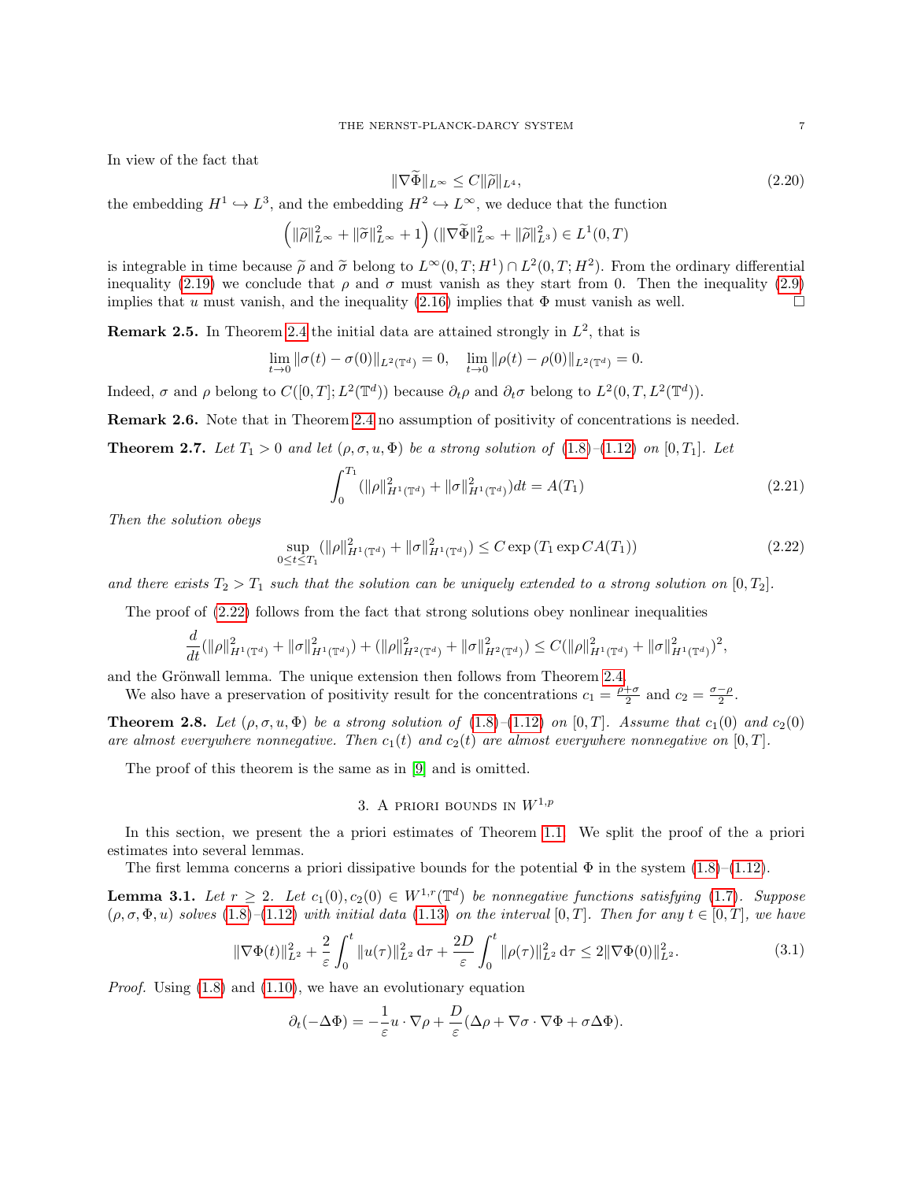In view of the fact that

$$
\|\nabla\widetilde{\Phi}\|_{L^\infty} \le C\|\widetilde{\rho}\|_{L^4}, \tag{2.20}
$$

the embedding $H^1 \hookrightarrow L^3$, and the embedding $H^2 \hookrightarrow L^\infty$, we deduce that the function

$$
\left(\|\widetilde{\rho}\|_{L^\infty}^2 + \|\widetilde{\sigma}\|_{L^\infty}^2 + 1\right)(\|\nabla\widetilde{\Phi}\|_{L^\infty}^2 + \|\widetilde{\rho}\|_{L^3}^2) \in L^1(0,T)
$$

is integrable in time because $\widetilde{\rho}$ and $\widetilde{\sigma}$ belong to $L^\infty(0,T;H^1) \cap L^2(0,T;H^2)$. From the ordinary differential inequality (2.19) we conclude that $\rho$ and $\sigma$ must vanish as they start from 0. Then the inequality (2.9) implies that $u$ must vanish, and the inequality (2.16) implies that $\Phi$ must vanish as well. □

**Remark 2.5.** In Theorem 2.4 the initial data are attained strongly in $L^2$, that is

$$
\lim_{t\to 0}\|\sigma(t) - \sigma(0)\|_{L^2(\mathbb{T}^d)} = 0, \quad \lim_{t\to 0}\|\rho(t) - \rho(0)\|_{L^2(\mathbb{T}^d)} = 0.
$$

Indeed, $\sigma$ and $\rho$ belong to $C([0,T];L^2(\mathbb{T}^d))$ because $\partial_t\rho$ and $\partial_t\sigma$ belong to $L^2(0,T,L^2(\mathbb{T}^d))$.

**Remark 2.6.** Note that in Theorem 2.4 no assumption of positivity of concentrations is needed.

**Theorem 2.7.** *Let $T_1 > 0$ and let $(\rho,\sigma,u,\Phi)$ be a strong solution of (1.8)–(1.12) on $[0,T_1]$. Let*

$$
\int_0^{T_1}(\|\rho\|_{H^1(\mathbb{T}^d)}^2 + \|\sigma\|_{H^1(\mathbb{T}^d)}^2)dt = A(T_1) \tag{2.21}
$$

*Then the solution obeys*

$$
\sup_{0\le t\le T_1}(\|\rho\|_{H^1(\mathbb{T}^d)}^2 + \|\sigma\|_{H^1(\mathbb{T}^d)}^2) \le C\exp\left(T_1\exp CA(T_1)\right) \tag{2.22}
$$

*and there exists $T_2 > T_1$ such that the solution can be uniquely extended to a strong solution on $[0,T_2]$.*

The proof of (2.22) follows from the fact that strong solutions obey nonlinear inequalities

$$
\frac{d}{dt}(\|\rho\|_{H^1(\mathbb{T}^d)}^2 + \|\sigma\|_{H^1(\mathbb{T}^d)}^2) + (\|\rho\|_{H^2(\mathbb{T}^d)}^2 + \|\sigma\|_{H^2(\mathbb{T}^d)}^2) \le C(\|\rho\|_{H^1(\mathbb{T}^d)}^2 + \|\sigma\|_{H^1(\mathbb{T}^d)}^2)^2,
$$

and the Grönwall lemma. The unique extension then follows from Theorem 2.4.

We also have a preservation of positivity result for the concentrations $c_1 = \frac{\rho+\sigma}{2}$ and $c_2 = \frac{\sigma-\rho}{2}$.

**Theorem 2.8.** *Let $(\rho,\sigma,u,\Phi)$ be a strong solution of (1.8)–(1.12) on $[0,T]$. Assume that $c_1(0)$ and $c_2(0)$ are almost everywhere nonnegative. Then $c_1(t)$ and $c_2(t)$ are almost everywhere nonnegative on $[0,T]$.*

The proof of this theorem is the same as in [9] and is omitted.

## 3. A priori bounds in $W^{1,p}$

In this section, we present the a priori estimates of Theorem 1.1. We split the proof of the a priori estimates into several lemmas.

The first lemma concerns a priori dissipative bounds for the potential $\Phi$ in the system (1.8)–(1.12).

**Lemma 3.1.** *Let $r \ge 2$. Let $c_1(0), c_2(0) \in W^{1,r}(\mathbb{T}^d)$ be nonnegative functions satisfying (1.7). Suppose $(\rho,\sigma,\Phi,u)$ solves (1.8)–(1.12) with initial data (1.13) on the interval $[0,T]$. Then for any $t \in [0,T]$, we have*

$$
\|\nabla\Phi(t)\|_{L^2}^2 + \frac{2}{\varepsilon}\int_0^t \|u(\tau)\|_{L^2}^2\,\mathrm{d}\tau + \frac{2D}{\varepsilon}\int_0^t \|\rho(\tau)\|_{L^2}^2\,\mathrm{d}\tau \le 2\|\nabla\Phi(0)\|_{L^2}^2. \tag{3.1}
$$

*Proof.* Using (1.8) and (1.10), we have an evolutionary equation

$$
\partial_t(-\Delta\Phi) = -\frac{1}{\varepsilon}u\cdot\nabla\rho + \frac{D}{\varepsilon}(\Delta\rho + \nabla\sigma\cdot\nabla\Phi + \sigma\Delta\Phi).
$$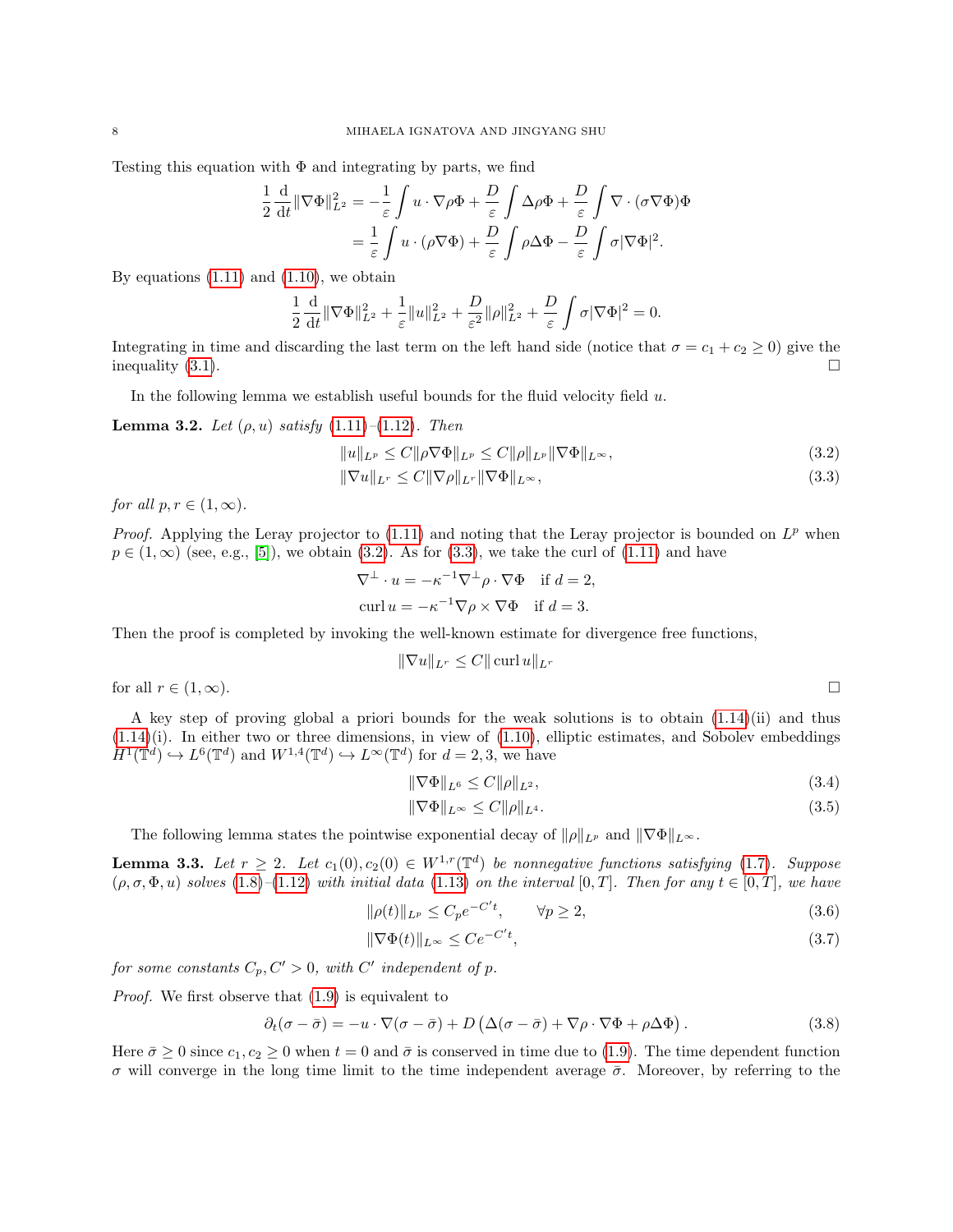Testing this equation with $\Phi$ and integrating by parts, we find

$$\begin{aligned}\frac{1}{2}\frac{\mathrm{d}}{\mathrm{d}t}\|\nabla\Phi\|_{L^2}^2 &= -\frac{1}{\varepsilon}\int u\cdot\nabla\rho\Phi + \frac{D}{\varepsilon}\int \Delta\rho\Phi + \frac{D}{\varepsilon}\int \nabla\cdot(\sigma\nabla\Phi)\Phi \\ &= \frac{1}{\varepsilon}\int u\cdot(\rho\nabla\Phi) + \frac{D}{\varepsilon}\int\rho\Delta\Phi - \frac{D}{\varepsilon}\int\sigma|\nabla\Phi|^2.\end{aligned}$$

By equations (1.11) and (1.10), we obtain

$$\frac{1}{2}\frac{\mathrm{d}}{\mathrm{d}t}\|\nabla\Phi\|_{L^2}^2 + \frac{1}{\varepsilon}\|u\|_{L^2}^2 + \frac{D}{\varepsilon^2}\|\rho\|_{L^2}^2 + \frac{D}{\varepsilon}\int\sigma|\nabla\Phi|^2 = 0.$$

Integrating in time and discarding the last term on the left hand side (notice that $\sigma = c_1 + c_2 \geq 0$) give the inequality (3.1). $\square$

In the following lemma we establish useful bounds for the fluid velocity field $u$.

**Lemma 3.2.** *Let $(\rho, u)$ satisfy (1.11)–(1.12). Then*

$$\|u\|_{L^p} \leq C\|\rho\nabla\Phi\|_{L^p} \leq C\|\rho\|_{L^p}\|\nabla\Phi\|_{L^\infty}, \tag{3.2}$$

$$\|\nabla u\|_{L^r} \leq C\|\nabla\rho\|_{L^r}\|\nabla\Phi\|_{L^\infty}, \tag{3.3}$$

*for all $p, r \in (1,\infty)$.*

*Proof.* Applying the Leray projector to (1.11) and noting that the Leray projector is bounded on $L^p$ when $p \in (1,\infty)$ (see, e.g., [5]), we obtain (3.2). As for (3.3), we take the curl of (1.11) and have

$$\nabla^\perp\cdot u = -\kappa^{-1}\nabla^\perp\rho\cdot\nabla\Phi \quad \text{if } d = 2,$$

$$\operatorname{curl} u = -\kappa^{-1}\nabla\rho\times\nabla\Phi \quad \text{if } d = 3.$$

Then the proof is completed by invoking the well-known estimate for divergence free functions,

$$\|\nabla u\|_{L^r} \leq C\|\operatorname{curl} u\|_{L^r}$$

for all $r \in (1,\infty)$. $\square$

A key step of proving global a priori bounds for the weak solutions is to obtain (1.14)(ii) and thus (1.14)(i). In either two or three dimensions, in view of (1.10), elliptic estimates, and Sobolev embeddings $H^1(\mathbb{T}^d) \hookrightarrow L^6(\mathbb{T}^d)$ and $W^{1,4}(\mathbb{T}^d) \hookrightarrow L^\infty(\mathbb{T}^d)$ for $d = 2, 3$, we have

$$\|\nabla\Phi\|_{L^6} \leq C\|\rho\|_{L^2}, \tag{3.4}$$

$$\|\nabla\Phi\|_{L^\infty} \leq C\|\rho\|_{L^4}. \tag{3.5}$$

The following lemma states the pointwise exponential decay of $\|\rho\|_{L^p}$ and $\|\nabla\Phi\|_{L^\infty}$.

**Lemma 3.3.** *Let $r \geq 2$. Let $c_1(0), c_2(0) \in W^{1,r}(\mathbb{T}^d)$ be nonnegative functions satisfying (1.7). Suppose $(\rho, \sigma, \Phi, u)$ solves (1.8)–(1.12) with initial data (1.13) on the interval $[0,T]$. Then for any $t \in [0,T]$, we have*

$$\|\rho(t)\|_{L^p} \leq C_p e^{-C't}, \qquad \forall p \geq 2, \tag{3.6}$$

$$\|\nabla\Phi(t)\|_{L^\infty} \leq Ce^{-C't}, \tag{3.7}$$

*for some constants $C_p, C' > 0$, with $C'$ independent of $p$.*

*Proof.* We first observe that (1.9) is equivalent to

$$\partial_t(\sigma - \bar\sigma) = -u\cdot\nabla(\sigma - \bar\sigma) + D\left(\Delta(\sigma - \bar\sigma) + \nabla\rho\cdot\nabla\Phi + \rho\Delta\Phi\right). \tag{3.8}$$

Here $\bar\sigma \geq 0$ since $c_1, c_2 \geq 0$ when $t = 0$ and $\bar\sigma$ is conserved in time due to (1.9). The time dependent function $\sigma$ will converge in the long time limit to the time independent average $\bar\sigma$. Moreover, by referring to the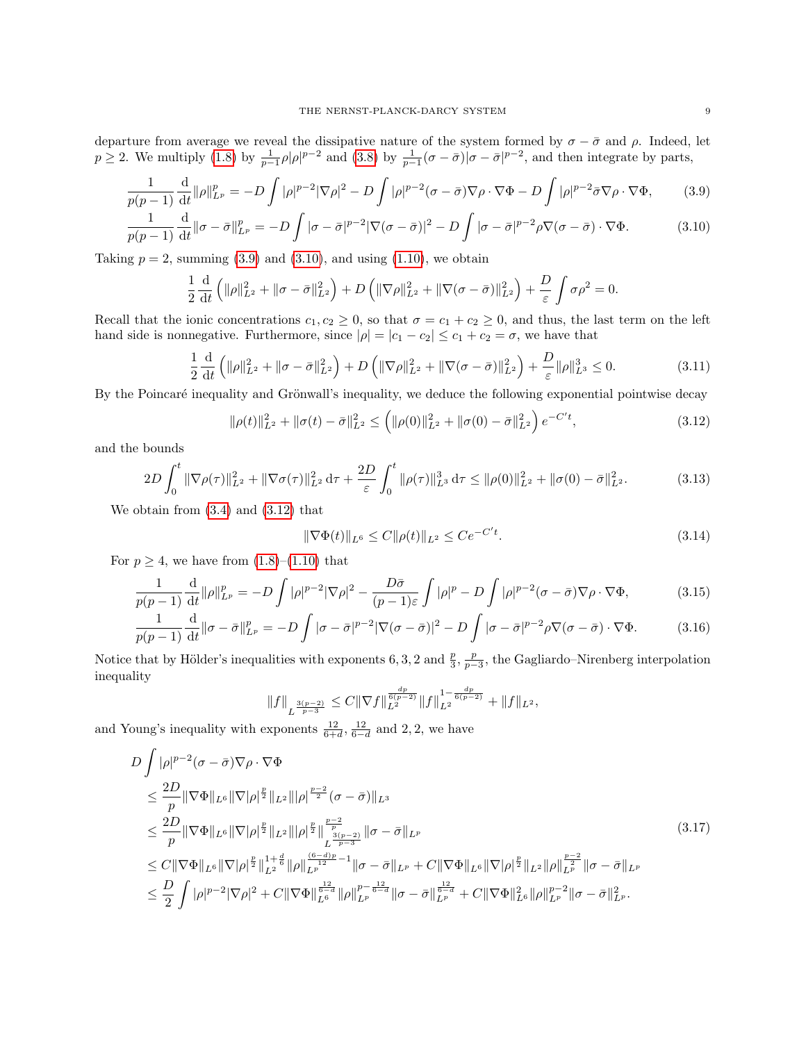departure from average we reveal the dissipative nature of the system formed by $\sigma - \bar{\sigma}$ and $\rho$. Indeed, let $p \geq 2$. We multiply (1.8) by $\frac{1}{p-1}\rho|\rho|^{p-2}$ and (3.8) by $\frac{1}{p-1}(\sigma - \bar{\sigma})|\sigma - \bar{\sigma}|^{p-2}$, and then integrate by parts,

$$\frac{1}{p(p-1)}\frac{\mathrm{d}}{\mathrm{d}t}\|\rho\|_{L^p}^p = -D\int |\rho|^{p-2}|\nabla\rho|^2 - D\int |\rho|^{p-2}(\sigma - \bar{\sigma})\nabla\rho \cdot \nabla\Phi - D\int |\rho|^{p-2}\bar{\sigma}\nabla\rho \cdot \nabla\Phi, \tag{3.9}$$

$$\frac{1}{p(p-1)}\frac{\mathrm{d}}{\mathrm{d}t}\|\sigma - \bar{\sigma}\|_{L^p}^p = -D\int |\sigma - \bar{\sigma}|^{p-2}|\nabla(\sigma - \bar{\sigma})|^2 - D\int |\sigma - \bar{\sigma}|^{p-2}\rho\nabla(\sigma - \bar{\sigma}) \cdot \nabla\Phi. \tag{3.10}$$

Taking $p = 2$, summing (3.9) and (3.10), and using (1.10), we obtain

$$\frac{1}{2}\frac{\mathrm{d}}{\mathrm{d}t}\left(\|\rho\|_{L^2}^2 + \|\sigma - \bar{\sigma}\|_{L^2}^2\right) + D\left(\|\nabla\rho\|_{L^2}^2 + \|\nabla(\sigma - \bar{\sigma})\|_{L^2}^2\right) + \frac{D}{\varepsilon}\int \sigma\rho^2 = 0.$$

Recall that the ionic concentrations $c_1, c_2 \geq 0$, so that $\sigma = c_1 + c_2 \geq 0$, and thus, the last term on the left hand side is nonnegative. Furthermore, since $|\rho| = |c_1 - c_2| \leq c_1 + c_2 = \sigma$, we have that

$$\frac{1}{2}\frac{\mathrm{d}}{\mathrm{d}t}\left(\|\rho\|_{L^2}^2 + \|\sigma - \bar{\sigma}\|_{L^2}^2\right) + D\left(\|\nabla\rho\|_{L^2}^2 + \|\nabla(\sigma - \bar{\sigma})\|_{L^2}^2\right) + \frac{D}{\varepsilon}\|\rho\|_{L^3}^3 \leq 0. \tag{3.11}$$

By the Poincaré inequality and Grönwall's inequality, we deduce the following exponential pointwise decay

$$\|\rho(t)\|_{L^2}^2 + \|\sigma(t) - \bar{\sigma}\|_{L^2}^2 \leq \left(\|\rho(0)\|_{L^2}^2 + \|\sigma(0) - \bar{\sigma}\|_{L^2}^2\right)e^{-C't}, \tag{3.12}$$

and the bounds

$$2D\int_0^t \|\nabla\rho(\tau)\|_{L^2}^2 + \|\nabla\sigma(\tau)\|_{L^2}^2\,\mathrm{d}\tau + \frac{2D}{\varepsilon}\int_0^t \|\rho(\tau)\|_{L^3}^3\,\mathrm{d}\tau \leq \|\rho(0)\|_{L^2}^2 + \|\sigma(0) - \bar{\sigma}\|_{L^2}^2. \tag{3.13}$$

We obtain from (3.4) and (3.12) that

$$\|\nabla\Phi(t)\|_{L^6} \leq C\|\rho(t)\|_{L^2} \leq Ce^{-C't}. \tag{3.14}$$

For $p \geq 4$, we have from (1.8)–(1.10) that

$$\frac{1}{p(p-1)}\frac{\mathrm{d}}{\mathrm{d}t}\|\rho\|_{L^p}^p = -D\int |\rho|^{p-2}|\nabla\rho|^2 - \frac{D\bar{\sigma}}{(p-1)\varepsilon}\int |\rho|^p - D\int |\rho|^{p-2}(\sigma - \bar{\sigma})\nabla\rho \cdot \nabla\Phi, \tag{3.15}$$

$$\frac{1}{p(p-1)}\frac{\mathrm{d}}{\mathrm{d}t}\|\sigma - \bar{\sigma}\|_{L^p}^p = -D\int |\sigma - \bar{\sigma}|^{p-2}|\nabla(\sigma - \bar{\sigma})|^2 - D\int |\sigma - \bar{\sigma}|^{p-2}\rho\nabla(\sigma - \bar{\sigma}) \cdot \nabla\Phi. \tag{3.16}$$

Notice that by Hölder's inequalities with exponents $6, 3, 2$ and $\frac{p}{3}, \frac{p}{p-3}$, the Gagliardo–Nirenberg interpolation inequality

$$\|f\|_{L^{\frac{3(p-2)}{p-3}}} \leq C\|\nabla f\|_{L^2}^{\frac{dp}{6(p-2)}}\|f\|_{L^2}^{1-\frac{dp}{6(p-2)}} + \|f\|_{L^2},$$

and Young's inequality with exponents $\frac{12}{6+d}, \frac{12}{6-d}$ and $2, 2$, we have

$$\begin{aligned}
&D\int |\rho|^{p-2}(\sigma - \bar{\sigma})\nabla\rho \cdot \nabla\Phi \\
&\leq \frac{2D}{p}\|\nabla\Phi\|_{L^6}\|\nabla|\rho|^{\frac{p}{2}}\|_{L^2}\||\rho|^{\frac{p-2}{2}}(\sigma - \bar{\sigma})\|_{L^3} \\
&\leq \frac{2D}{p}\|\nabla\Phi\|_{L^6}\|\nabla|\rho|^{\frac{p}{2}}\|_{L^2}\||\rho|^{\frac{p}{2}}\|_{L^{\frac{3(p-2)}{p-3}}}^{\frac{p-2}{p}}\|\sigma - \bar{\sigma}\|_{L^p} \\
&\leq C\|\nabla\Phi\|_{L^6}\|\nabla|\rho|^{\frac{p}{2}}\|_{L^2}^{1+\frac{d}{6}}\|\rho\|_{L^p}^{\frac{(6-d)p}{12}-1}\|\sigma - \bar{\sigma}\|_{L^p} + C\|\nabla\Phi\|_{L^6}\|\nabla|\rho|^{\frac{p}{2}}\|_{L^2}\|\rho\|_{L^p}^{\frac{p-2}{2}}\|\sigma - \bar{\sigma}\|_{L^p} \\
&\leq \frac{D}{2}\int |\rho|^{p-2}|\nabla\rho|^2 + C\|\nabla\Phi\|_{L^6}^{\frac{12}{6-d}}\|\rho\|_{L^p}^{p-\frac{12}{6-d}}\|\sigma - \bar{\sigma}\|_{L^p}^{\frac{12}{6-d}} + C\|\nabla\Phi\|_{L^6}^2\|\rho\|_{L^p}^{p-2}\|\sigma - \bar{\sigma}\|_{L^p}^2.
\end{aligned} \tag{3.17}$$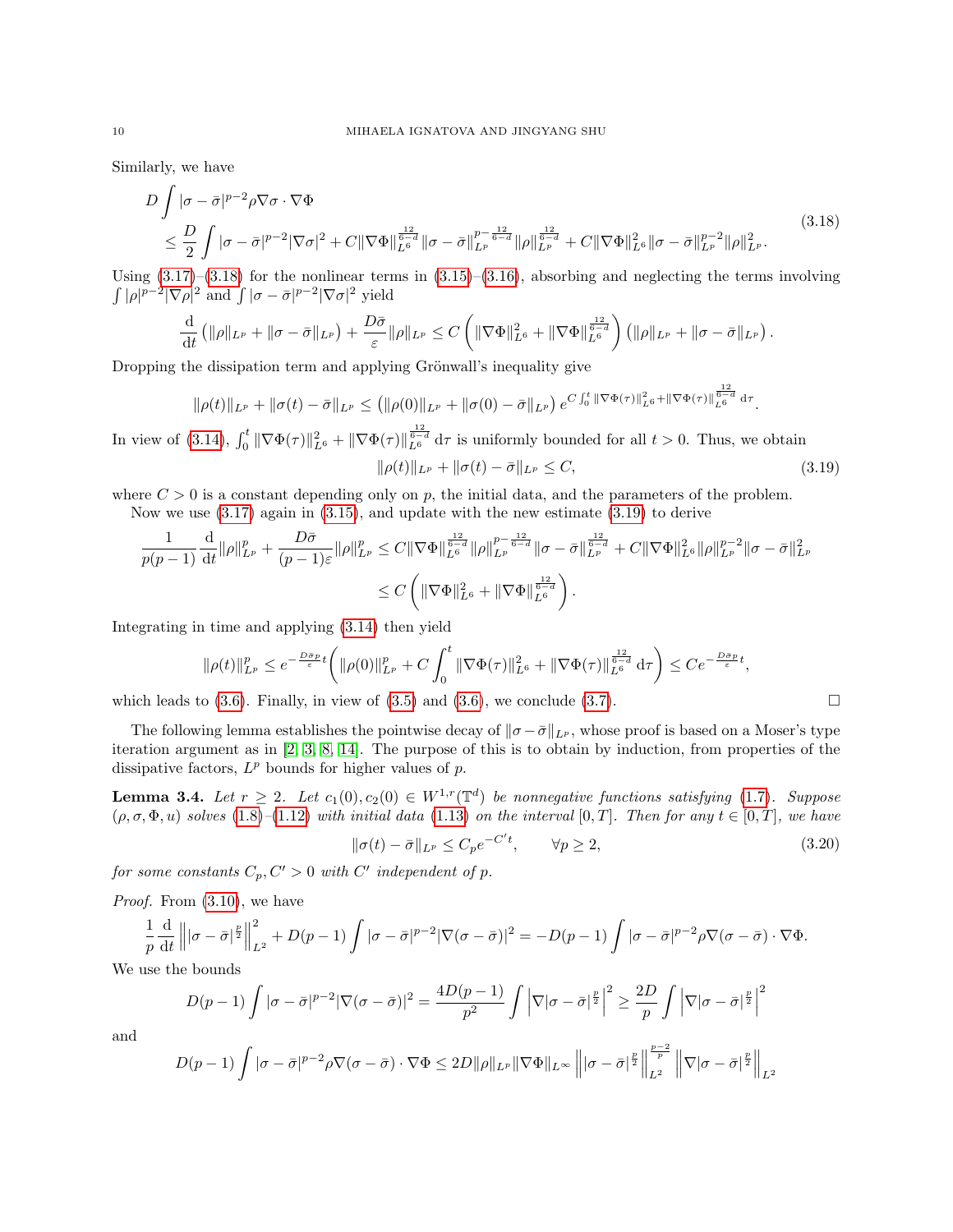Similarly, we have

$$
\begin{aligned}
&D \int |\sigma - \bar{\sigma}|^{p-2} \rho \nabla \sigma \cdot \nabla \Phi \\
&\le \frac{D}{2} \int |\sigma - \bar{\sigma}|^{p-2} |\nabla \sigma|^2 + C \|\nabla \Phi\|_{L^6}^{\frac{12}{6-d}} \|\sigma - \bar{\sigma}\|_{L^p}^{p - \frac{12}{6-d}} \|\rho\|_{L^p}^{\frac{12}{6-d}} + C \|\nabla \Phi\|_{L^6}^2 \|\sigma - \bar{\sigma}\|_{L^p}^{p-2} \|\rho\|_{L^p}^2.
\end{aligned}
\tag{3.18}
$$

Using (3.17)–(3.18) for the nonlinear terms in (3.15)–(3.16), absorbing and neglecting the terms involving $\int |\rho|^{p-2} |\nabla \rho|^2$ and $\int |\sigma - \bar{\sigma}|^{p-2} |\nabla \sigma|^2$ yield

$$
\frac{\mathrm{d}}{\mathrm{d}t} \left( \|\rho\|_{L^p} + \|\sigma - \bar{\sigma}\|_{L^p} \right) + \frac{D\bar{\sigma}}{\varepsilon} \|\rho\|_{L^p} \le C \left( \|\nabla \Phi\|_{L^6}^2 + \|\nabla \Phi\|_{L^6}^{\frac{12}{6-d}} \right) \left( \|\rho\|_{L^p} + \|\sigma - \bar{\sigma}\|_{L^p} \right).
$$

Dropping the dissipation term and applying Grönwall's inequality give

$$
\|\rho(t)\|_{L^p} + \|\sigma(t) - \bar{\sigma}\|_{L^p} \le \left( \|\rho(0)\|_{L^p} + \|\sigma(0) - \bar{\sigma}\|_{L^p} \right) e^{C \int_0^t \|\nabla \Phi(\tau)\|_{L^6}^2 + \|\nabla \Phi(\tau)\|_{L^6}^{\frac{12}{6-d}} \, \mathrm{d}\tau}.
$$

In view of (3.14), $\int_0^t \|\nabla \Phi(\tau)\|_{L^6}^2 + \|\nabla \Phi(\tau)\|_{L^6}^{\frac{12}{6-d}} \, \mathrm{d}\tau$ is uniformly bounded for all $t > 0$. Thus, we obtain

$$
\|\rho(t)\|_{L^p} + \|\sigma(t) - \bar{\sigma}\|_{L^p} \le C, \tag{3.19}
$$

where $C > 0$ is a constant depending only on $p$, the initial data, and the parameters of the problem.

Now we use (3.17) again in (3.15), and update with the new estimate (3.19) to derive

$$
\begin{aligned}
\frac{1}{p(p-1)} \frac{\mathrm{d}}{\mathrm{d}t} \|\rho\|_{L^p}^p + \frac{D\bar{\sigma}}{(p-1)\varepsilon} \|\rho\|_{L^p}^p &\le C \|\nabla \Phi\|_{L^6}^{\frac{12}{6-d}} \|\rho\|_{L^p}^{p - \frac{12}{6-d}} \|\sigma - \bar{\sigma}\|_{L^p}^{\frac{12}{6-d}} + C \|\nabla \Phi\|_{L^6}^2 \|\rho\|_{L^p}^{p-2} \|\sigma - \bar{\sigma}\|_{L^p}^2 \\
&\le C \left( \|\nabla \Phi\|_{L^6}^2 + \|\nabla \Phi\|_{L^6}^{\frac{12}{6-d}} \right).
\end{aligned}
$$

Integrating in time and applying (3.14) then yield

$$
\|\rho(t)\|_{L^p}^p \le e^{-\frac{D\bar{\sigma}p}{\varepsilon} t} \left( \|\rho(0)\|_{L^p}^p + C \int_0^t \|\nabla \Phi(\tau)\|_{L^6}^2 + \|\nabla \Phi(\tau)\|_{L^6}^{\frac{12}{6-d}} \, \mathrm{d}\tau \right) \le C e^{-\frac{D\bar{\sigma}p}{\varepsilon} t},
$$

which leads to (3.6). Finally, in view of (3.5) and (3.6), we conclude (3.7). $\square$

The following lemma establishes the pointwise decay of $\|\sigma - \bar{\sigma}\|_{L^p}$, whose proof is based on a Moser's type iteration argument as in [2, 3, 8, 14]. The purpose of this is to obtain by induction, from properties of the dissipative factors, $L^p$ bounds for higher values of $p$.

**Lemma 3.4.** *Let $r \ge 2$. Let $c_1(0), c_2(0) \in W^{1,r}(\mathbb{T}^d)$ be nonnegative functions satisfying (1.7). Suppose $(\rho, \sigma, \Phi, u)$ solves (1.8)–(1.12) with initial data (1.13) on the interval $[0, T]$. Then for any $t \in [0, T]$, we have*

$$
\|\sigma(t) - \bar{\sigma}\|_{L^p} \le C_p e^{-C' t}, \qquad \forall p \ge 2, \tag{3.20}
$$

*for some constants $C_p, C' > 0$ with $C'$ independent of $p$.*

*Proof.* From (3.10), we have

$$
\frac{1}{p} \frac{\mathrm{d}}{\mathrm{d}t} \left\| |\sigma - \bar{\sigma}|^{\frac{p}{2}} \right\|_{L^2}^2 + D(p-1) \int |\sigma - \bar{\sigma}|^{p-2} |\nabla (\sigma - \bar{\sigma})|^2 = -D(p-1) \int |\sigma - \bar{\sigma}|^{p-2} \rho \nabla (\sigma - \bar{\sigma}) \cdot \nabla \Phi.
$$

We use the bounds

$$
D(p-1) \int |\sigma - \bar{\sigma}|^{p-2} |\nabla (\sigma - \bar{\sigma})|^2 = \frac{4D(p-1)}{p^2} \int \left| \nabla |\sigma - \bar{\sigma}|^{\frac{p}{2}} \right|^2 \ge \frac{2D}{p} \int \left| \nabla |\sigma - \bar{\sigma}|^{\frac{p}{2}} \right|^2
$$

and

$$
D(p-1) \int |\sigma - \bar{\sigma}|^{p-2} \rho \nabla (\sigma - \bar{\sigma}) \cdot \nabla \Phi \le 2D \|\rho\|_{L^p} \|\nabla \Phi\|_{L^\infty} \left\| |\sigma - \bar{\sigma}|^{\frac{p}{2}} \right\|_{L^2}^{\frac{p-2}{p}} \left\| \nabla |\sigma - \bar{\sigma}|^{\frac{p}{2}} \right\|_{L^2}
$$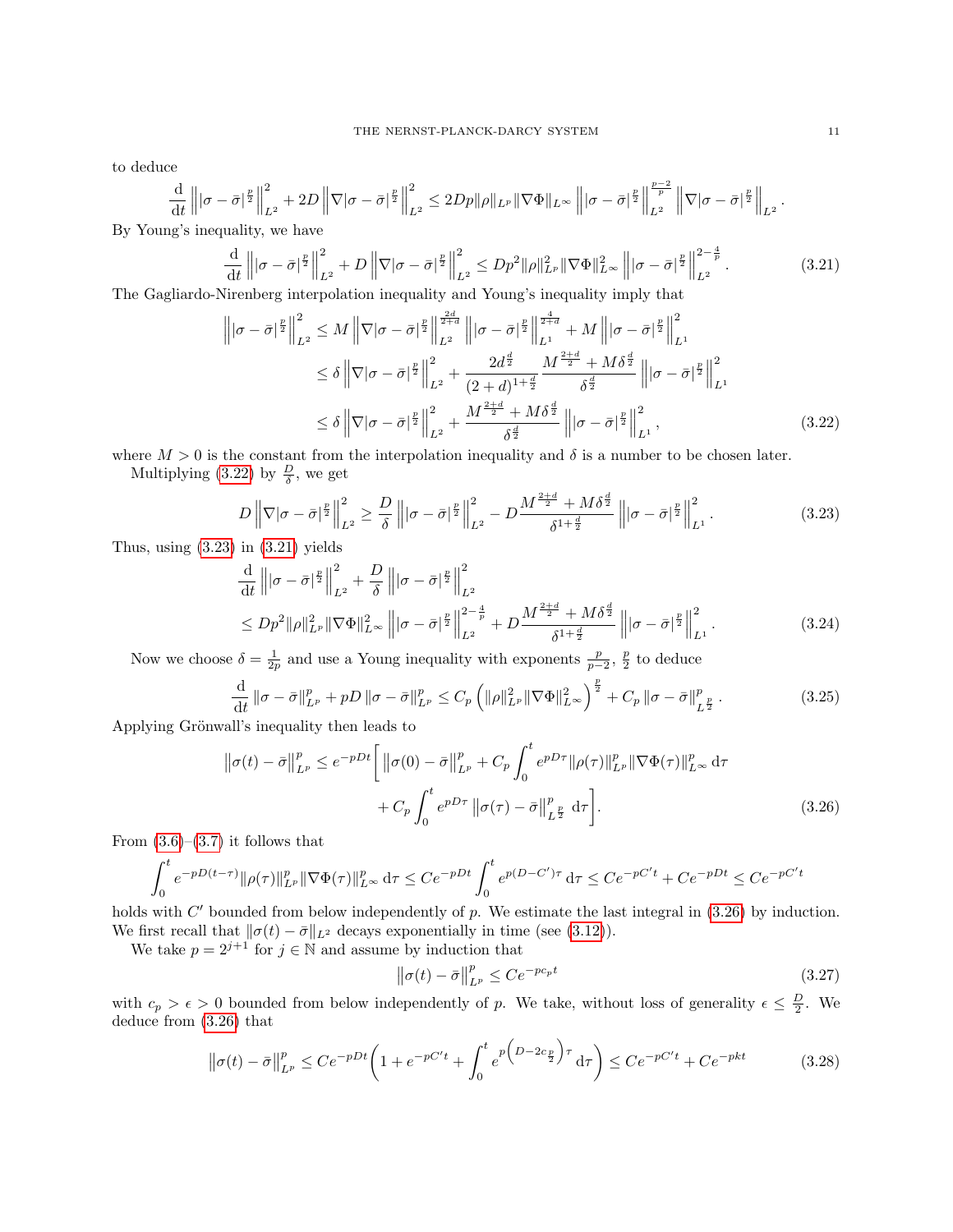to deduce

$$\frac{\mathrm{d}}{\mathrm{d}t}\left\||\sigma-\bar{\sigma}|^{\frac{p}{2}}\right\|_{L^2}^2+2D\left\|\nabla|\sigma-\bar{\sigma}|^{\frac{p}{2}}\right\|_{L^2}^2\le 2Dp\|\rho\|_{L^p}\|\nabla\Phi\|_{L^\infty}\left\||\sigma-\bar{\sigma}|^{\frac{p}{2}}\right\|_{L^2}^{\frac{p-2}{p}}\left\|\nabla|\sigma-\bar{\sigma}|^{\frac{p}{2}}\right\|_{L^2}.$$

By Young's inequality, we have

$$\frac{\mathrm{d}}{\mathrm{d}t}\left\||\sigma-\bar{\sigma}|^{\frac{p}{2}}\right\|_{L^2}^2+D\left\|\nabla|\sigma-\bar{\sigma}|^{\frac{p}{2}}\right\|_{L^2}^2\le Dp^2\|\rho\|_{L^p}^2\|\nabla\Phi\|_{L^\infty}^2\left\||\sigma-\bar{\sigma}|^{\frac{p}{2}}\right\|_{L^2}^{2-\frac{4}{p}}. \tag{3.21}$$

The Gagliardo-Nirenberg interpolation inequality and Young's inequality imply that

$$\begin{aligned}
\left\||\sigma-\bar{\sigma}|^{\frac{p}{2}}\right\|_{L^2}^2 &\le M\left\|\nabla|\sigma-\bar{\sigma}|^{\frac{p}{2}}\right\|_{L^2}^{\frac{2d}{2+d}}\left\||\sigma-\bar{\sigma}|^{\frac{p}{2}}\right\|_{L^1}^{\frac{4}{2+d}}+M\left\||\sigma-\bar{\sigma}|^{\frac{p}{2}}\right\|_{L^1}^2\\
&\le \delta\left\|\nabla|\sigma-\bar{\sigma}|^{\frac{p}{2}}\right\|_{L^2}^2+\frac{2d^{\frac{d}{2}}}{(2+d)^{1+\frac{d}{2}}}\frac{M^{\frac{2+d}{2}}+M\delta^{\frac{d}{2}}}{\delta^{\frac{d}{2}}}\left\||\sigma-\bar{\sigma}|^{\frac{p}{2}}\right\|_{L^1}^2\\
&\le \delta\left\|\nabla|\sigma-\bar{\sigma}|^{\frac{p}{2}}\right\|_{L^2}^2+\frac{M^{\frac{2+d}{2}}+M\delta^{\frac{d}{2}}}{\delta^{\frac{d}{2}}}\left\||\sigma-\bar{\sigma}|^{\frac{p}{2}}\right\|_{L^1}^2,
\end{aligned} \tag{3.22}$$

where $M>0$ is the constant from the interpolation inequality and $\delta$ is a number to be chosen later.

Multiplying (3.22) by $\frac{D}{\delta}$, we get

$$D\left\|\nabla|\sigma-\bar{\sigma}|^{\frac{p}{2}}\right\|_{L^2}^2\ge\frac{D}{\delta}\left\||\sigma-\bar{\sigma}|^{\frac{p}{2}}\right\|_{L^2}^2-D\frac{M^{\frac{2+d}{2}}+M\delta^{\frac{d}{2}}}{\delta^{1+\frac{d}{2}}}\left\||\sigma-\bar{\sigma}|^{\frac{p}{2}}\right\|_{L^1}^2. \tag{3.23}$$

Thus, using (3.23) in (3.21) yields

$$\begin{aligned}
&\frac{\mathrm{d}}{\mathrm{d}t}\left\||\sigma-\bar{\sigma}|^{\frac{p}{2}}\right\|_{L^2}^2+\frac{D}{\delta}\left\||\sigma-\bar{\sigma}|^{\frac{p}{2}}\right\|_{L^2}^2\\
&\le Dp^2\|\rho\|_{L^p}^2\|\nabla\Phi\|_{L^\infty}^2\left\||\sigma-\bar{\sigma}|^{\frac{p}{2}}\right\|_{L^2}^{2-\frac{4}{p}}+D\frac{M^{\frac{2+d}{2}}+M\delta^{\frac{d}{2}}}{\delta^{1+\frac{d}{2}}}\left\||\sigma-\bar{\sigma}|^{\frac{p}{2}}\right\|_{L^1}^2.
\end{aligned} \tag{3.24}$$

Now we choose $\delta=\frac{1}{2p}$ and use a Young inequality with exponents $\frac{p}{p-2}$, $\frac{p}{2}$ to deduce

$$\frac{\mathrm{d}}{\mathrm{d}t}\|\sigma-\bar{\sigma}\|_{L^p}^p+pD\|\sigma-\bar{\sigma}\|_{L^p}^p\le C_p\left(\|\rho\|_{L^p}^2\|\nabla\Phi\|_{L^\infty}^2\right)^{\frac{p}{2}}+C_p\|\sigma-\bar{\sigma}\|_{L^{\frac{p}{2}}}^p. \tag{3.25}$$

Applying Grönwall's inequality then leads to

$$\begin{aligned}
\left\|\sigma(t)-\bar{\sigma}\right\|_{L^p}^p\le e^{-pDt}\bigg[&\left\|\sigma(0)-\bar{\sigma}\right\|_{L^p}^p+C_p\int_0^t e^{pD\tau}\|\rho(\tau)\|_{L^p}^p\|\nabla\Phi(\tau)\|_{L^\infty}^p\,\mathrm{d}\tau\\
&+C_p\int_0^t e^{pD\tau}\left\|\sigma(\tau)-\bar{\sigma}\right\|_{L^{\frac{p}{2}}}^p\,\mathrm{d}\tau\bigg].
\end{aligned} \tag{3.26}$$

From (3.6)–(3.7) it follows that

$$\int_0^t e^{-pD(t-\tau)}\|\rho(\tau)\|_{L^p}^p\|\nabla\Phi(\tau)\|_{L^\infty}^p\,\mathrm{d}\tau\le Ce^{-pDt}\int_0^t e^{p(D-C')\tau}\,\mathrm{d}\tau\le Ce^{-pC't}+Ce^{-pDt}\le Ce^{-pC't}$$

holds with $C'$ bounded from below independently of $p$. We estimate the last integral in (3.26) by induction. We first recall that $\|\sigma(t)-\bar{\sigma}\|_{L^2}$ decays exponentially in time (see (3.12)).

We take $p=2^{j+1}$ for $j\in\mathbb{N}$ and assume by induction that

$$\left\|\sigma(t)-\bar{\sigma}\right\|_{L^p}^p\le Ce^{-pc_pt} \tag{3.27}$$

with $c_p>\epsilon>0$ bounded from below independently of $p$. We take, without loss of generality $\epsilon\le\frac{D}{2}$. We deduce from (3.26) that

$$\left\|\sigma(t)-\bar{\sigma}\right\|_{L^p}^p\le Ce^{-pDt}\bigg(1+e^{-pC't}+\int_0^t e^{p\left(D-2c_{\frac{p}{2}}\right)\tau}\,\mathrm{d}\tau\bigg)\le Ce^{-pC't}+Ce^{-pkt} \tag{3.28}$$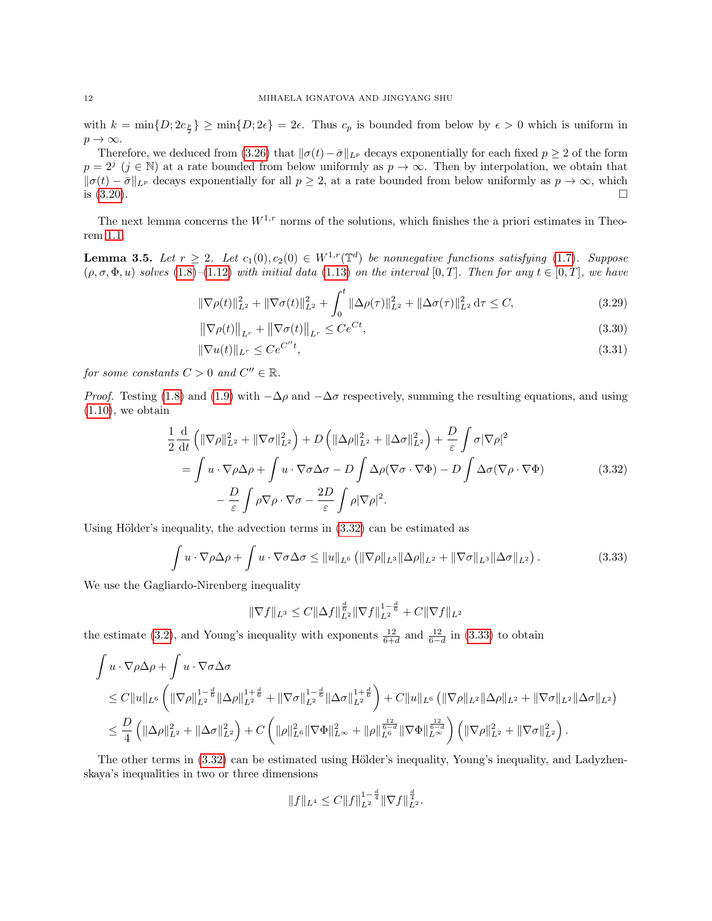with $k = \min\{D; 2c_{\frac{p}{2}}\} \geq \min\{D; 2\epsilon\} = 2\epsilon$. Thus $c_p$ is bounded from below by $\epsilon > 0$ which is uniform in $p \to \infty$.

Therefore, we deduced from (3.26) that $\|\sigma(t) - \bar{\sigma}\|_{L^p}$ decays exponentially for each fixed $p \geq 2$ of the form $p = 2^j$ ($j \in \mathbb{N}$) at a rate bounded from below uniformly as $p \to \infty$. Then by interpolation, we obtain that $\|\sigma(t) - \bar{\sigma}\|_{L^p}$ decays exponentially for all $p \geq 2$, at a rate bounded from below uniformly as $p \to \infty$, which is (3.20). □

The next lemma concerns the $W^{1,r}$ norms of the solutions, which finishes the a priori estimates in Theorem 1.1.

**Lemma 3.5.** *Let $r \geq 2$. Let $c_1(0), c_2(0) \in W^{1,r}(\mathbb{T}^d)$ be nonnegative functions satisfying (1.7). Suppose $(\rho, \sigma, \Phi, u)$ solves (1.8)–(1.12) with initial data (1.13) on the interval $[0,T]$. Then for any $t \in [0,T]$, we have*

$$\|\nabla\rho(t)\|_{L^2}^2 + \|\nabla\sigma(t)\|_{L^2}^2 + \int_0^t \|\Delta\rho(\tau)\|_{L^2}^2 + \|\Delta\sigma(\tau)\|_{L^2}^2 \,\mathrm{d}\tau \leq C, \tag{3.29}$$

$$\|\nabla\rho(t)\|_{L^r} + \|\nabla\sigma(t)\|_{L^r} \leq Ce^{Ct}, \tag{3.30}$$

$$\|\nabla u(t)\|_{L^r} \leq Ce^{C''t}, \tag{3.31}$$

*for some constants $C > 0$ and $C'' \in \mathbb{R}$.*

*Proof.* Testing (1.8) and (1.9) with $-\Delta\rho$ and $-\Delta\sigma$ respectively, summing the resulting equations, and using (1.10), we obtain

$$\begin{aligned}
\frac{1}{2}\frac{\mathrm{d}}{\mathrm{d}t}\left(\|\nabla\rho\|_{L^2}^2 + \|\nabla\sigma\|_{L^2}^2\right) &+ D\left(\|\Delta\rho\|_{L^2}^2 + \|\Delta\sigma\|_{L^2}^2\right) + \frac{D}{\varepsilon}\int \sigma|\nabla\rho|^2 \\
&= \int u\cdot\nabla\rho\Delta\rho + \int u\cdot\nabla\sigma\Delta\sigma - D\int \Delta\rho(\nabla\sigma\cdot\nabla\Phi) - D\int\Delta\sigma(\nabla\rho\cdot\nabla\Phi) \\
&\quad - \frac{D}{\varepsilon}\int\rho\nabla\rho\cdot\nabla\sigma - \frac{2D}{\varepsilon}\int\rho|\nabla\rho|^2.
\end{aligned} \tag{3.32}$$

Using Hölder's inequality, the advection terms in (3.32) can be estimated as

$$\int u\cdot\nabla\rho\Delta\rho + \int u\cdot\nabla\sigma\Delta\sigma \leq \|u\|_{L^6}\left(\|\nabla\rho\|_{L^3}\|\Delta\rho\|_{L^2} + \|\nabla\sigma\|_{L^3}\|\Delta\sigma\|_{L^2}\right). \tag{3.33}$$

We use the Gagliardo-Nirenberg inequality

$$\|\nabla f\|_{L^3} \leq C\|\Delta f\|_{L^2}^{\frac{d}{6}}\|\nabla f\|_{L^2}^{1-\frac{d}{6}} + C\|\nabla f\|_{L^2}$$

the estimate (3.2), and Young's inequality with exponents $\frac{12}{6+d}$ and $\frac{12}{6-d}$ in (3.33) to obtain

$$\begin{aligned}
&\int u\cdot\nabla\rho\Delta\rho + \int u\cdot\nabla\sigma\Delta\sigma \\
&\leq C\|u\|_{L^6}\left(\|\nabla\rho\|_{L^2}^{1-\frac{d}{6}}\|\Delta\rho\|_{L^2}^{1+\frac{d}{6}} + \|\nabla\sigma\|_{L^2}^{1-\frac{d}{6}}\|\Delta\sigma\|_{L^2}^{1+\frac{d}{6}}\right) + C\|u\|_{L^6}\left(\|\nabla\rho\|_{L^2}\|\Delta\rho\|_{L^2} + \|\nabla\sigma\|_{L^2}\|\Delta\sigma\|_{L^2}\right) \\
&\leq \frac{D}{4}\left(\|\Delta\rho\|_{L^2}^2 + \|\Delta\sigma\|_{L^2}^2\right) + C\left(\|\rho\|_{L^6}^2\|\nabla\Phi\|_{L^\infty}^2 + \|\rho\|_{L^6}^{\frac{12}{6-d}}\|\nabla\Phi\|_{L^\infty}^{\frac{12}{6-d}}\right)\left(\|\nabla\rho\|_{L^2}^2 + \|\nabla\sigma\|_{L^2}^2\right).
\end{aligned}$$

The other terms in (3.32) can be estimated using Hölder's inequality, Young's inequality, and Ladyzhenskaya's inequalities in two or three dimensions

$$\|f\|_{L^4} \leq C\|f\|_{L^2}^{1-\frac{d}{4}}\|\nabla f\|_{L^2}^{\frac{d}{4}}.$$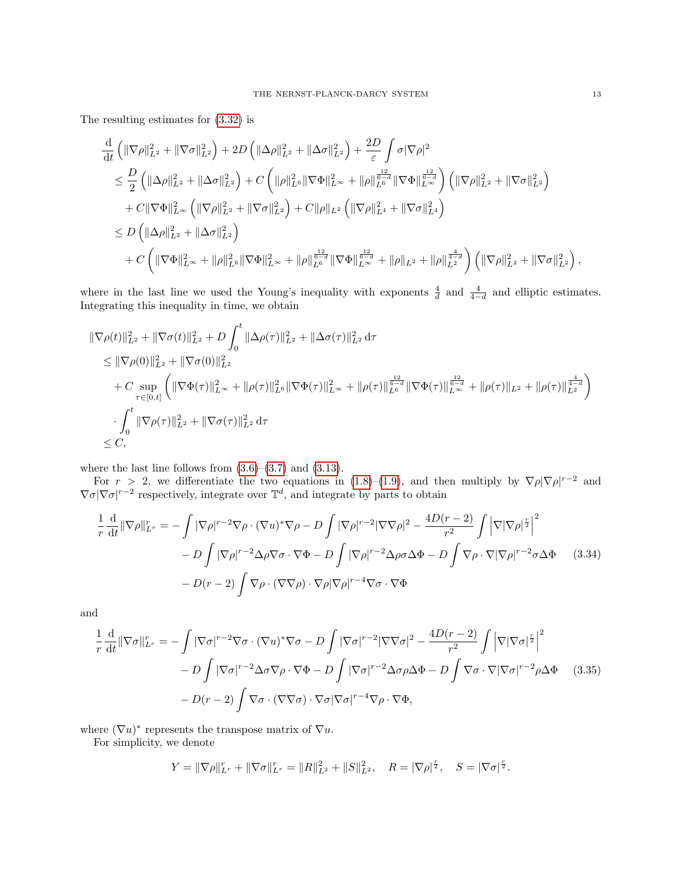The resulting estimates for (3.32) is

$$
\begin{aligned}
&\frac{\mathrm{d}}{\mathrm{d}t}\left(\|\nabla\rho\|_{L^2}^2+\|\nabla\sigma\|_{L^2}^2\right)+2D\left(\|\Delta\rho\|_{L^2}^2+\|\Delta\sigma\|_{L^2}^2\right)+\frac{2D}{\varepsilon}\int\sigma|\nabla\rho|^2\\
&\le\frac{D}{2}\left(\|\Delta\rho\|_{L^2}^2+\|\Delta\sigma\|_{L^2}^2\right)+C\left(\|\rho\|_{L^6}^2\|\nabla\Phi\|_{L^\infty}^2+\|\rho\|_{L^6}^{\frac{12}{6-d}}\|\nabla\Phi\|_{L^\infty}^{\frac{12}{6-d}}\right)\left(\|\nabla\rho\|_{L^2}^2+\|\nabla\sigma\|_{L^2}^2\right)\\
&\quad+C\|\nabla\Phi\|_{L^\infty}^2\left(\|\nabla\rho\|_{L^2}^2+\|\nabla\sigma\|_{L^2}^2\right)+C\|\rho\|_{L^2}\left(\|\nabla\rho\|_{L^4}^2+\|\nabla\sigma\|_{L^4}^2\right)\\
&\le D\left(\|\Delta\rho\|_{L^2}^2+\|\Delta\sigma\|_{L^2}^2\right)\\
&\quad+C\left(\|\nabla\Phi\|_{L^\infty}^2+\|\rho\|_{L^6}^2\|\nabla\Phi\|_{L^\infty}^2+\|\rho\|_{L^6}^{\frac{12}{6-d}}\|\nabla\Phi\|_{L^\infty}^{\frac{12}{6-d}}+\|\rho\|_{L^2}+\|\rho\|_{L^2}^{\frac{4}{4-d}}\right)\left(\|\nabla\rho\|_{L^2}^2+\|\nabla\sigma\|_{L^2}^2\right),
\end{aligned}
$$

where in the last line we used the Young's inequality with exponents $\frac{4}{d}$ and $\frac{4}{4-d}$ and elliptic estimates. Integrating this inequality in time, we obtain

$$
\begin{aligned}
&\|\nabla\rho(t)\|_{L^2}^2+\|\nabla\sigma(t)\|_{L^2}^2+D\int_0^t\|\Delta\rho(\tau)\|_{L^2}^2+\|\Delta\sigma(\tau)\|_{L^2}^2\,\mathrm{d}\tau\\
&\le\|\nabla\rho(0)\|_{L^2}^2+\|\nabla\sigma(0)\|_{L^2}^2\\
&\quad+C\sup_{\tau\in[0,t]}\left(\|\nabla\Phi(\tau)\|_{L^\infty}^2+\|\rho(\tau)\|_{L^6}^2\|\nabla\Phi(\tau)\|_{L^\infty}^2+\|\rho(\tau)\|_{L^6}^{\frac{12}{6-d}}\|\nabla\Phi(\tau)\|_{L^\infty}^{\frac{12}{6-d}}+\|\rho(\tau)\|_{L^2}+\|\rho(\tau)\|_{L^2}^{\frac{4}{4-d}}\right)\\
&\quad\cdot\int_0^t\|\nabla\rho(\tau)\|_{L^2}^2+\|\nabla\sigma(\tau)\|_{L^2}^2\,\mathrm{d}\tau\\
&\le C,
\end{aligned}
$$

where the last line follows from (3.6)–(3.7) and (3.13).

For $r>2$, we differentiate the two equations in (1.8)–(1.9), and then multiply by $\nabla\rho|\nabla\rho|^{r-2}$ and $\nabla\sigma|\nabla\sigma|^{r-2}$ respectively, integrate over $\mathbb{T}^d$, and integrate by parts to obtain

$$
\begin{aligned}
\frac{1}{r}\frac{\mathrm{d}}{\mathrm{d}t}\|\nabla\rho\|_{L^r}^r=&-\int|\nabla\rho|^{r-2}\nabla\rho\cdot(\nabla u)^*\nabla\rho-D\int|\nabla\rho|^{r-2}|\nabla\nabla\rho|^2-\frac{4D(r-2)}{r^2}\int\left|\nabla|\nabla\rho|^{\frac{r}{2}}\right|^2\\
&-D\int|\nabla\rho|^{r-2}\Delta\rho\nabla\sigma\cdot\nabla\Phi-D\int|\nabla\rho|^{r-2}\Delta\rho\sigma\Delta\Phi-D\int\nabla\rho\cdot\nabla|\nabla\rho|^{r-2}\sigma\Delta\Phi\\
&-D(r-2)\int\nabla\rho\cdot(\nabla\nabla\rho)\cdot\nabla\rho|\nabla\rho|^{r-4}\nabla\sigma\cdot\nabla\Phi
\end{aligned}\tag{3.34}
$$

and

$$
\begin{aligned}
\frac{1}{r}\frac{\mathrm{d}}{\mathrm{d}t}\|\nabla\sigma\|_{L^r}^r=&-\int|\nabla\sigma|^{r-2}\nabla\sigma\cdot(\nabla u)^*\nabla\sigma-D\int|\nabla\sigma|^{r-2}|\nabla\nabla\sigma|^2-\frac{4D(r-2)}{r^2}\int\left|\nabla|\nabla\sigma|^{\frac{r}{2}}\right|^2\\
&-D\int|\nabla\sigma|^{r-2}\Delta\sigma\nabla\rho\cdot\nabla\Phi-D\int|\nabla\sigma|^{r-2}\Delta\sigma\rho\Delta\Phi-D\int\nabla\sigma\cdot\nabla|\nabla\sigma|^{r-2}\rho\Delta\Phi\\
&-D(r-2)\int\nabla\sigma\cdot(\nabla\nabla\sigma)\cdot\nabla\sigma|\nabla\sigma|^{r-4}\nabla\rho\cdot\nabla\Phi,
\end{aligned}\tag{3.35}
$$

where $(\nabla u)^*$ represents the transpose matrix of $\nabla u$.

For simplicity, we denote

$$
Y=\|\nabla\rho\|_{L^r}^r+\|\nabla\sigma\|_{L^r}^r=\|R\|_{L^2}^2+\|S\|_{L^2}^2,\quad R=|\nabla\rho|^{\frac{r}{2}},\quad S=|\nabla\sigma|^{\frac{r}{2}}.
$$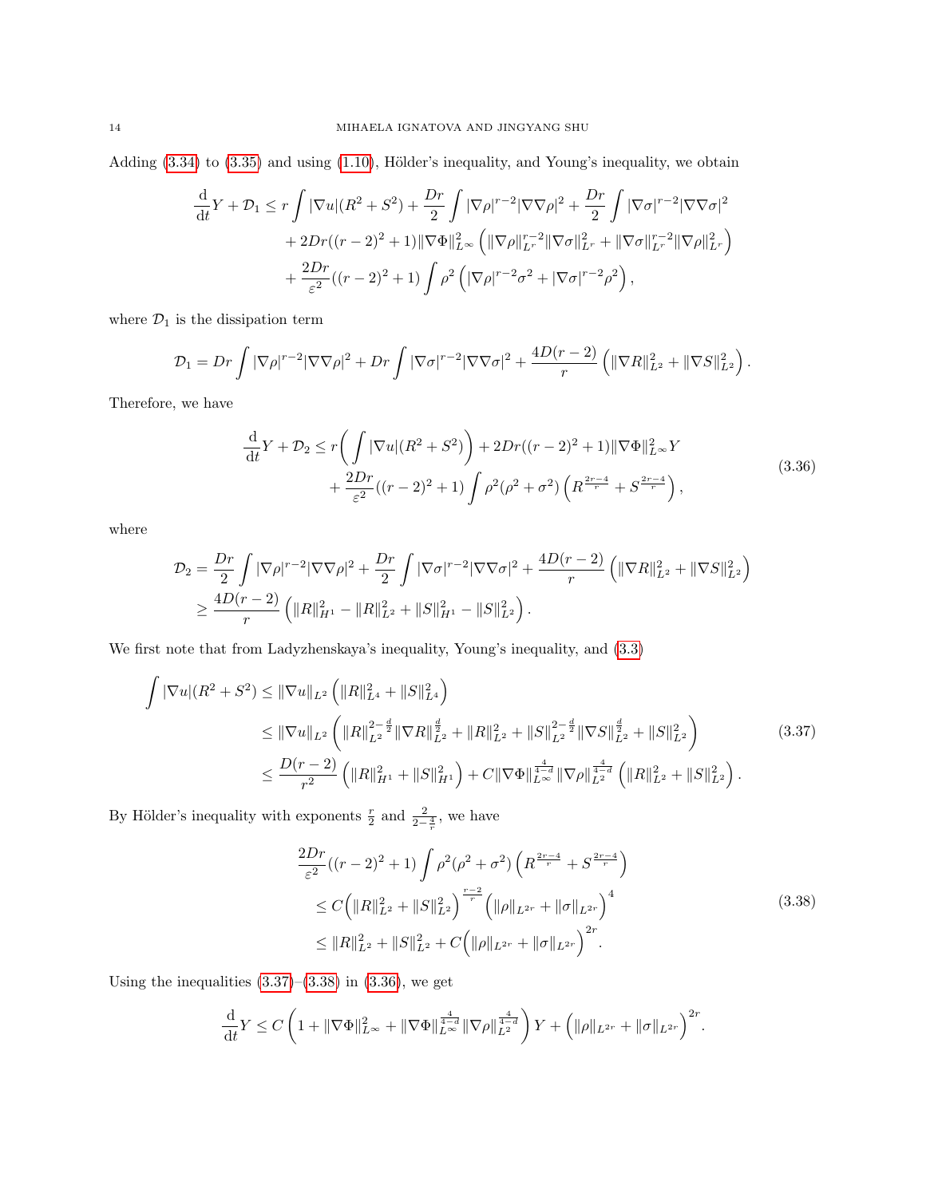Adding (3.34) to (3.35) and using (1.10), Hölder's inequality, and Young's inequality, we obtain

$$
\begin{aligned}
\frac{\mathrm{d}}{\mathrm{d}t} Y + \mathcal{D}_1 \leq\, & r \int |\nabla u|(R^2 + S^2) + \frac{Dr}{2} \int |\nabla \rho|^{r-2} |\nabla\nabla\rho|^2 + \frac{Dr}{2} \int |\nabla\sigma|^{r-2}|\nabla\nabla\sigma|^2 \\
& + 2Dr((r-2)^2+1)\|\nabla\Phi\|_{L^\infty}^2 \left( \|\nabla\rho\|_{L^r}^{r-2}\|\nabla\sigma\|_{L^r}^2 + \|\nabla\sigma\|_{L^r}^{r-2}\|\nabla\rho\|_{L^r}^2 \right) \\
& + \frac{2Dr}{\varepsilon^2}((r-2)^2+1) \int \rho^2 \left( |\nabla\rho|^{r-2}\sigma^2 + |\nabla\sigma|^{r-2}\rho^2 \right),
\end{aligned}
$$

where $\mathcal{D}_1$ is the dissipation term

$$
\mathcal{D}_1 = Dr \int |\nabla\rho|^{r-2}|\nabla\nabla\rho|^2 + Dr\int |\nabla\sigma|^{r-2}|\nabla\nabla\sigma|^2 + \frac{4D(r-2)}{r}\left( \|\nabla R\|_{L^2}^2 + \|\nabla S\|_{L^2}^2 \right).
$$

Therefore, we have

$$
\begin{aligned}
\frac{\mathrm{d}}{\mathrm{d}t} Y + \mathcal{D}_2 \leq\, & r\bigg( \int |\nabla u|(R^2+S^2) \bigg) + 2Dr((r-2)^2+1)\|\nabla\Phi\|_{L^\infty}^2 Y \\
& + \frac{2Dr}{\varepsilon^2}((r-2)^2+1)\int \rho^2(\rho^2+\sigma^2)\left( R^{\frac{2r-4}{r}} + S^{\frac{2r-4}{r}} \right),
\end{aligned}
\tag{3.36}
$$

where

$$
\begin{aligned}
\mathcal{D}_2 &= \frac{Dr}{2}\int |\nabla\rho|^{r-2}|\nabla\nabla\rho|^2 + \frac{Dr}{2}\int|\nabla\sigma|^{r-2}|\nabla\nabla\sigma|^2 + \frac{4D(r-2)}{r}\left( \|\nabla R\|_{L^2}^2 + \|\nabla S\|_{L^2}^2 \right) \\
&\geq \frac{4D(r-2)}{r}\left( \|R\|_{H^1}^2 - \|R\|_{L^2}^2 + \|S\|_{H^1}^2 - \|S\|_{L^2}^2 \right).
\end{aligned}
$$

We first note that from Ladyzhenskaya's inequality, Young's inequality, and (3.3)

$$
\begin{aligned}
\int |\nabla u|(R^2+S^2) &\leq \|\nabla u\|_{L^2}\left( \|R\|_{L^4}^2 + \|S\|_{L^4}^2 \right) \\
&\leq \|\nabla u\|_{L^2}\left( \|R\|_{L^2}^{2-\frac{d}{2}}\|\nabla R\|_{L^2}^{\frac{d}{2}} + \|R\|_{L^2}^2 + \|S\|_{L^2}^{2-\frac{d}{2}}\|\nabla S\|_{L^2}^{\frac{d}{2}} + \|S\|_{L^2}^2 \right) \\
&\leq \frac{D(r-2)}{r^2}\left( \|R\|_{H^1}^2 + \|S\|_{H^1}^2 \right) + C\|\nabla\Phi\|_{L^\infty}^{\frac{4}{4-d}}\|\nabla\rho\|_{L^2}^{\frac{4}{4-d}}\left( \|R\|_{L^2}^2 + \|S\|_{L^2}^2 \right).
\end{aligned}
\tag{3.37}
$$

By Hölder's inequality with exponents $\frac{r}{2}$ and $\frac{2}{2-\frac{4}{r}}$, we have

$$
\begin{aligned}
&\frac{2Dr}{\varepsilon^2}((r-2)^2+1)\int \rho^2(\rho^2+\sigma^2)\left( R^{\frac{2r-4}{r}} + S^{\frac{2r-4}{r}} \right) \\
&\quad \leq C\Big( \|R\|_{L^2}^2 + \|S\|_{L^2}^2 \Big)^{\frac{r-2}{r}}\Big( \|\rho\|_{L^{2r}} + \|\sigma\|_{L^{2r}} \Big)^4 \\
&\quad \leq \|R\|_{L^2}^2 + \|S\|_{L^2}^2 + C\Big( \|\rho\|_{L^{2r}} + \|\sigma\|_{L^{2r}} \Big)^{2r}.
\end{aligned}
\tag{3.38}
$$

Using the inequalities (3.37)–(3.38) in (3.36), we get

$$
\frac{\mathrm{d}}{\mathrm{d}t} Y \leq C\left( 1 + \|\nabla\Phi\|_{L^\infty}^2 + \|\nabla\Phi\|_{L^\infty}^{\frac{4}{4-d}}\|\nabla\rho\|_{L^2}^{\frac{4}{4-d}} \right) Y + \Big( \|\rho\|_{L^{2r}} + \|\sigma\|_{L^{2r}} \Big)^{2r}.
$$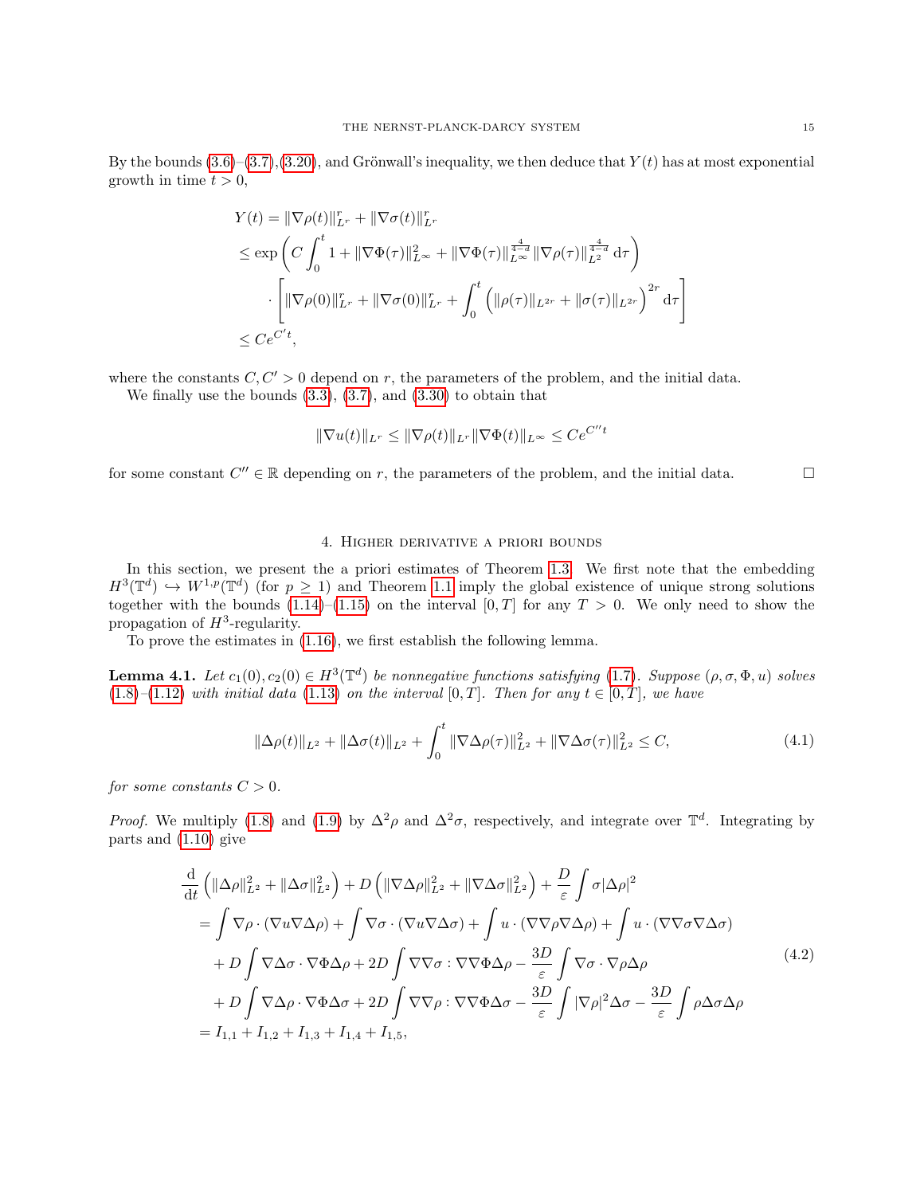By the bounds (3.6)–(3.7),(3.20), and Grönwall's inequality, we then deduce that $Y(t)$ has at most exponential growth in time $t > 0$,

$$
\begin{aligned}
Y(t) &= \|\nabla\rho(t)\|_{L^r}^r + \|\nabla\sigma(t)\|_{L^r}^r \\
&\le \exp\left( C\int_0^t 1 + \|\nabla\Phi(\tau)\|_{L^\infty}^2 + \|\nabla\Phi(\tau)\|_{L^\infty}^{\frac{4}{4-d}} \|\nabla\rho(\tau)\|_{L^2}^{\frac{4}{4-d}} \,\mathrm{d}\tau \right) \\
&\quad \cdot \left[ \|\nabla\rho(0)\|_{L^r}^r + \|\nabla\sigma(0)\|_{L^r}^r + \int_0^t \Big( \|\rho(\tau)\|_{L^{2r}} + \|\sigma(\tau)\|_{L^{2r}} \Big)^{2r} \mathrm{d}\tau \right] \\
&\le Ce^{C't},
\end{aligned}
$$

where the constants $C, C' > 0$ depend on $r$, the parameters of the problem, and the initial data.

We finally use the bounds (3.3), (3.7), and (3.30) to obtain that

$$
\|\nabla u(t)\|_{L^r} \le \|\nabla\rho(t)\|_{L^r}\|\nabla\Phi(t)\|_{L^\infty} \le Ce^{C''t}
$$

for some constant $C'' \in \mathbb{R}$ depending on $r$, the parameters of the problem, and the initial data. □

## 4. Higher derivative a priori bounds

In this section, we present the a priori estimates of Theorem 1.3. We first note that the embedding $H^3(\mathbb{T}^d) \hookrightarrow W^{1,p}(\mathbb{T}^d)$ (for $p \ge 1$) and Theorem 1.1 imply the global existence of unique strong solutions together with the bounds (1.14)–(1.15) on the interval $[0,T]$ for any $T > 0$. We only need to show the propagation of $H^3$-regularity.

To prove the estimates in (1.16), we first establish the following lemma.

**Lemma 4.1.** *Let $c_1(0), c_2(0) \in H^3(\mathbb{T}^d)$ be nonnegative functions satisfying (1.7). Suppose $(\rho, \sigma, \Phi, u)$ solves (1.8)–(1.12) with initial data (1.13) on the interval $[0,T]$. Then for any $t \in [0,T]$, we have*

$$
\|\Delta\rho(t)\|_{L^2} + \|\Delta\sigma(t)\|_{L^2} + \int_0^t \|\nabla\Delta\rho(\tau)\|_{L^2}^2 + \|\nabla\Delta\sigma(\tau)\|_{L^2}^2 \le C, \tag{4.1}
$$

*for some constants $C > 0$.*

*Proof.* We multiply (1.8) and (1.9) by $\Delta^2\rho$ and $\Delta^2\sigma$, respectively, and integrate over $\mathbb{T}^d$. Integrating by parts and (1.10) give

$$
\begin{aligned}
&\frac{\mathrm{d}}{\mathrm{d}t}\left( \|\Delta\rho\|_{L^2}^2 + \|\Delta\sigma\|_{L^2}^2 \right) + D\left( \|\nabla\Delta\rho\|_{L^2}^2 + \|\nabla\Delta\sigma\|_{L^2}^2 \right) + \frac{D}{\varepsilon}\int \sigma|\Delta\rho|^2 \\
&= \int \nabla\rho\cdot(\nabla u\nabla\Delta\rho) + \int \nabla\sigma\cdot(\nabla u\nabla\Delta\sigma) + \int u\cdot(\nabla\nabla\rho\nabla\Delta\rho) + \int u\cdot(\nabla\nabla\sigma\nabla\Delta\sigma) \\
&\quad + D\int \nabla\Delta\sigma\cdot\nabla\Phi\Delta\rho + 2D\int \nabla\nabla\sigma : \nabla\nabla\Phi\Delta\rho - \frac{3D}{\varepsilon}\int \nabla\sigma\cdot\nabla\rho\Delta\rho \\
&\quad + D\int \nabla\Delta\rho\cdot\nabla\Phi\Delta\sigma + 2D\int \nabla\nabla\rho : \nabla\nabla\Phi\Delta\sigma - \frac{3D}{\varepsilon}\int |\nabla\rho|^2\Delta\sigma - \frac{3D}{\varepsilon}\int \rho\Delta\sigma\Delta\rho \\
&= I_{1,1} + I_{1,2} + I_{1,3} + I_{1,4} + I_{1,5},
\end{aligned} \tag{4.2}
$$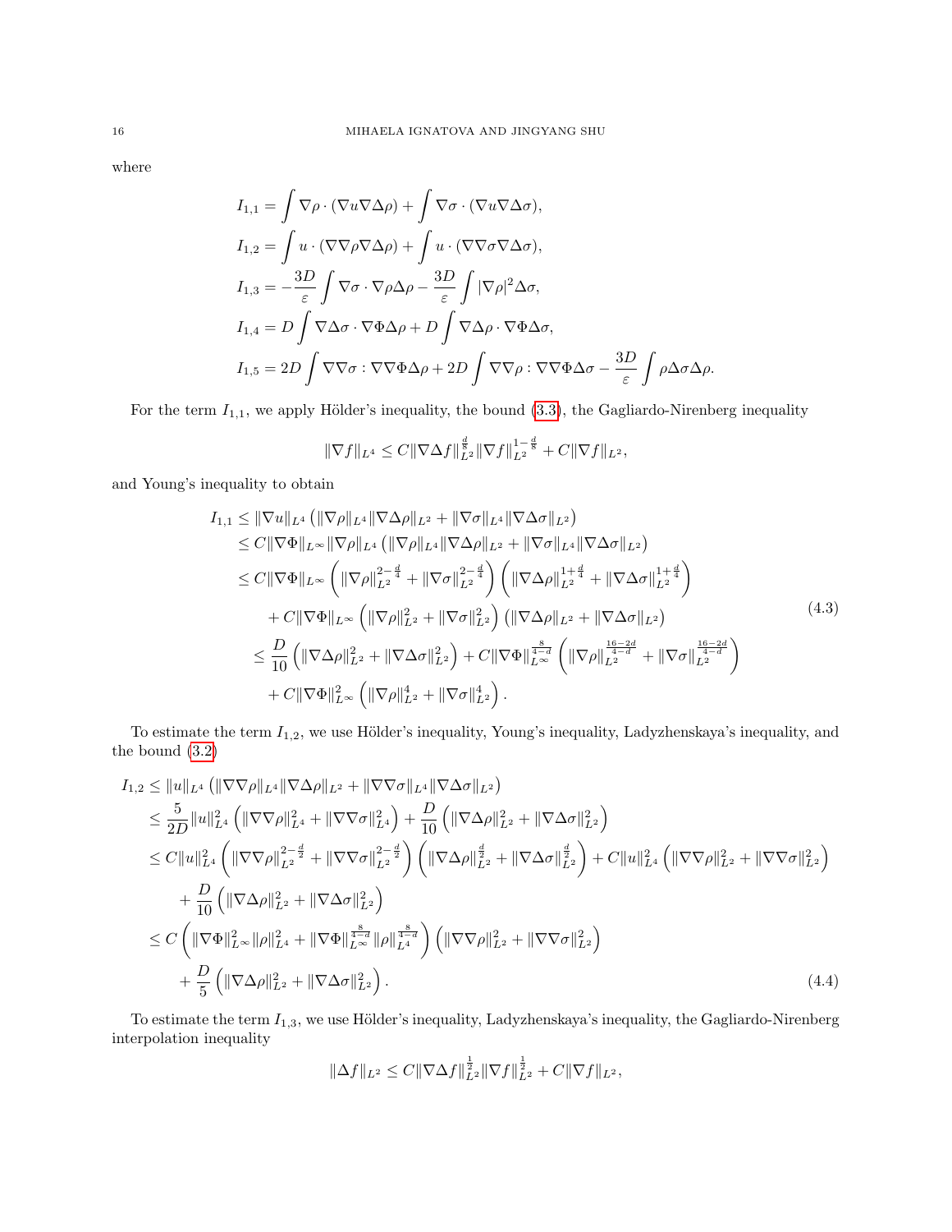where

$$
\begin{aligned}
I_{1,1} &= \int \nabla\rho \cdot (\nabla u \nabla \Delta\rho) + \int \nabla\sigma \cdot (\nabla u \nabla\Delta\sigma),\\
I_{1,2} &= \int u \cdot (\nabla\nabla\rho \nabla\Delta\rho) + \int u\cdot(\nabla\nabla\sigma\nabla\Delta\sigma),\\
I_{1,3} &= -\frac{3D}{\varepsilon}\int \nabla\sigma\cdot\nabla\rho\Delta\rho - \frac{3D}{\varepsilon}\int |\nabla\rho|^2\Delta\sigma,\\
I_{1,4} &= D\int \nabla\Delta\sigma\cdot\nabla\Phi\Delta\rho + D\int\nabla\Delta\rho\cdot\nabla\Phi\Delta\sigma,\\
I_{1,5} &= 2D\int \nabla\nabla\sigma : \nabla\nabla\Phi\Delta\rho + 2D\int\nabla\nabla\rho:\nabla\nabla\Phi\Delta\sigma - \frac{3D}{\varepsilon}\int\rho\Delta\sigma\Delta\rho.
\end{aligned}
$$

For the term $I_{1,1}$, we apply Hölder's inequality, the bound (3.3), the Gagliardo-Nirenberg inequality

$$
\|\nabla f\|_{L^4} \le C\|\nabla\Delta f\|_{L^2}^{\frac{d}{8}}\|\nabla f\|_{L^2}^{1-\frac{d}{8}} + C\|\nabla f\|_{L^2},
$$

and Young's inequality to obtain

$$
\begin{aligned}
I_{1,1} &\le \|\nabla u\|_{L^4}\left(\|\nabla\rho\|_{L^4}\|\nabla\Delta\rho\|_{L^2} + \|\nabla\sigma\|_{L^4}\|\nabla\Delta\sigma\|_{L^2}\right)\\
&\le C\|\nabla\Phi\|_{L^\infty}\|\nabla\rho\|_{L^4}\left(\|\nabla\rho\|_{L^4}\|\nabla\Delta\rho\|_{L^2} + \|\nabla\sigma\|_{L^4}\|\nabla\Delta\sigma\|_{L^2}\right)\\
&\le C\|\nabla\Phi\|_{L^\infty}\left(\|\nabla\rho\|_{L^2}^{2-\frac{d}{4}} + \|\nabla\sigma\|_{L^2}^{2-\frac{d}{4}}\right)\left(\|\nabla\Delta\rho\|_{L^2}^{1+\frac{d}{4}} + \|\nabla\Delta\sigma\|_{L^2}^{1+\frac{d}{4}}\right)\\
&\quad + C\|\nabla\Phi\|_{L^\infty}\left(\|\nabla\rho\|_{L^2}^2 + \|\nabla\sigma\|_{L^2}^2\right)\left(\|\nabla\Delta\rho\|_{L^2} + \|\nabla\Delta\sigma\|_{L^2}\right)\\
&\le \frac{D}{10}\left(\|\nabla\Delta\rho\|_{L^2}^2 + \|\nabla\Delta\sigma\|_{L^2}^2\right) + C\|\nabla\Phi\|_{L^\infty}^{\frac{8}{4-d}}\left(\|\nabla\rho\|_{L^2}^{\frac{16-2d}{4-d}} + \|\nabla\sigma\|_{L^2}^{\frac{16-2d}{4-d}}\right)\\
&\quad + C\|\nabla\Phi\|_{L^\infty}^2\left(\|\nabla\rho\|_{L^2}^4 + \|\nabla\sigma\|_{L^2}^4\right).
\end{aligned}
\tag{4.3}
$$

To estimate the term $I_{1,2}$, we use Hölder's inequality, Young's inequality, Ladyzhenskaya's inequality, and the bound (3.2)

$$
\begin{aligned}
I_{1,2} &\le \|u\|_{L^4}\left(\|\nabla\nabla\rho\|_{L^4}\|\nabla\Delta\rho\|_{L^2} + \|\nabla\nabla\sigma\|_{L^4}\|\nabla\Delta\sigma\|_{L^2}\right)\\
&\le \frac{5}{2D}\|u\|_{L^4}^2\left(\|\nabla\nabla\rho\|_{L^4}^2 + \|\nabla\nabla\sigma\|_{L^4}^2\right) + \frac{D}{10}\left(\|\nabla\Delta\rho\|_{L^2}^2 + \|\nabla\Delta\sigma\|_{L^2}^2\right)\\
&\le C\|u\|_{L^4}^2\left(\|\nabla\nabla\rho\|_{L^2}^{2-\frac{d}{2}} + \|\nabla\nabla\sigma\|_{L^2}^{2-\frac{d}{2}}\right)\left(\|\nabla\Delta\rho\|_{L^2}^{\frac{d}{2}} + \|\nabla\Delta\sigma\|_{L^2}^{\frac{d}{2}}\right) + C\|u\|_{L^4}^2\left(\|\nabla\nabla\rho\|_{L^2}^2 + \|\nabla\nabla\sigma\|_{L^2}^2\right)\\
&\quad + \frac{D}{10}\left(\|\nabla\Delta\rho\|_{L^2}^2 + \|\nabla\Delta\sigma\|_{L^2}^2\right)\\
&\le C\left(\|\nabla\Phi\|_{L^\infty}^2\|\rho\|_{L^4}^2 + \|\nabla\Phi\|_{L^\infty}^{\frac{8}{4-d}}\|\rho\|_{L^4}^{\frac{8}{4-d}}\right)\left(\|\nabla\nabla\rho\|_{L^2}^2 + \|\nabla\nabla\sigma\|_{L^2}^2\right)\\
&\quad + \frac{D}{5}\left(\|\nabla\Delta\rho\|_{L^2}^2 + \|\nabla\Delta\sigma\|_{L^2}^2\right).
\end{aligned}
\tag{4.4}
$$

To estimate the term $I_{1,3}$, we use Hölder's inequality, Ladyzhenskaya's inequality, the Gagliardo-Nirenberg interpolation inequality

$$
\|\Delta f\|_{L^2} \le C\|\nabla\Delta f\|_{L^2}^{\frac{1}{2}}\|\nabla f\|_{L^2}^{\frac{1}{2}} + C\|\nabla f\|_{L^2},
$$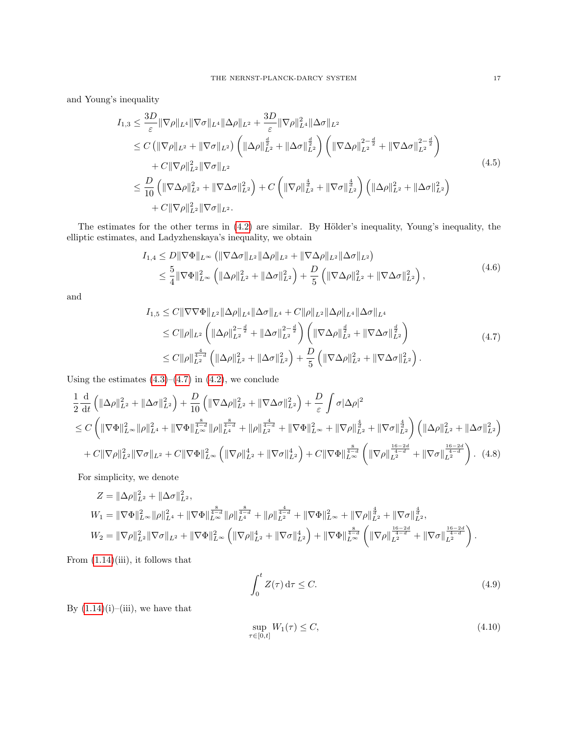and Young's inequality

$$
\begin{aligned}
I_{1,3} &\le \frac{3D}{\varepsilon}\|\nabla\rho\|_{L^4}\|\nabla\sigma\|_{L^4}\|\Delta\rho\|_{L^2} + \frac{3D}{\varepsilon}\|\nabla\rho\|_{L^4}^2\|\Delta\sigma\|_{L^2} \\
&\le C\left(\|\nabla\rho\|_{L^2}+\|\nabla\sigma\|_{L^2}\right)\left(\|\Delta\rho\|_{L^2}^{\frac{d}{2}}+\|\Delta\sigma\|_{L^2}^{\frac{d}{2}}\right)\left(\|\nabla\Delta\rho\|_{L^2}^{2-\frac{d}{2}}+\|\nabla\Delta\sigma\|_{L^2}^{2-\frac{d}{2}}\right) \\
&\quad + C\|\nabla\rho\|_{L^2}^2\|\nabla\sigma\|_{L^2} \\
&\le \frac{D}{10}\left(\|\nabla\Delta\rho\|_{L^2}^2+\|\nabla\Delta\sigma\|_{L^2}^2\right) + C\left(\|\nabla\rho\|_{L^2}^{\frac{4}{d}}+\|\nabla\sigma\|_{L^2}^{\frac{4}{d}}\right)\left(\|\Delta\rho\|_{L^2}^2+\|\Delta\sigma\|_{L^2}^2\right) \\
&\quad + C\|\nabla\rho\|_{L^2}^2\|\nabla\sigma\|_{L^2}.
\end{aligned}
\tag{4.5}
$$

The estimates for the other terms in (4.2) are similar. By Hölder's inequality, Young's inequality, the elliptic estimates, and Ladyzhenskaya's inequality, we obtain

$$
\begin{aligned}
I_{1,4} &\le D\|\nabla\Phi\|_{L^\infty}\left(\|\nabla\Delta\sigma\|_{L^2}\|\Delta\rho\|_{L^2}+\|\nabla\Delta\rho\|_{L^2}\|\Delta\sigma\|_{L^2}\right) \\
&\le \frac{5}{4}\|\nabla\Phi\|_{L^\infty}^2\left(\|\Delta\rho\|_{L^2}^2+\|\Delta\sigma\|_{L^2}^2\right)+\frac{D}{5}\left(\|\nabla\Delta\rho\|_{L^2}^2+\|\nabla\Delta\sigma\|_{L^2}^2\right),
\end{aligned}
\tag{4.6}
$$

and

$$
\begin{aligned}
I_{1,5} &\le C\|\nabla\nabla\Phi\|_{L^2}\|\Delta\rho\|_{L^4}\|\Delta\sigma\|_{L^4} + C\|\rho\|_{L^2}\|\Delta\rho\|_{L^4}\|\Delta\sigma\|_{L^4} \\
&\le C\|\rho\|_{L^2}\left(\|\Delta\rho\|_{L^2}^{2-\frac{d}{2}}+\|\Delta\sigma\|_{L^2}^{2-\frac{d}{2}}\right)\left(\|\nabla\Delta\rho\|_{L^2}^{\frac{d}{2}}+\|\nabla\Delta\sigma\|_{L^2}^{\frac{d}{2}}\right) \\
&\le C\|\rho\|_{L^2}^{\frac{4}{4-d}}\left(\|\Delta\rho\|_{L^2}^2+\|\Delta\sigma\|_{L^2}^2\right)+\frac{D}{5}\left(\|\nabla\Delta\rho\|_{L^2}^2+\|\nabla\Delta\sigma\|_{L^2}^2\right).
\end{aligned}
\tag{4.7}
$$

Using the estimates (4.3)–(4.7) in (4.2), we conclude

$$
\begin{aligned}
&\frac{1}{2}\frac{\mathrm{d}}{\mathrm{d}t}\left(\|\Delta\rho\|_{L^2}^2+\|\Delta\sigma\|_{L^2}^2\right)+\frac{D}{10}\left(\|\nabla\Delta\rho\|_{L^2}^2+\|\nabla\Delta\sigma\|_{L^2}^2\right)+\frac{D}{\varepsilon}\int\sigma|\Delta\rho|^2 \\
&\le C\left(\|\nabla\Phi\|_{L^\infty}^2\|\rho\|_{L^4}^2+\|\nabla\Phi\|_{L^\infty}^{\frac{8}{4-d}}\|\rho\|_{L^4}^{\frac{8}{4-d}}+\|\rho\|_{L^2}^{\frac{4}{4-d}}+\|\nabla\Phi\|_{L^\infty}^2+\|\nabla\rho\|_{L^2}^{\frac{4}{d}}+\|\nabla\sigma\|_{L^2}^{\frac{4}{d}}\right)\left(\|\Delta\rho\|_{L^2}^2+\|\Delta\sigma\|_{L^2}^2\right) \\
&\quad + C\|\nabla\rho\|_{L^2}^2\|\nabla\sigma\|_{L^2}+C\|\nabla\Phi\|_{L^\infty}^2\left(\|\nabla\rho\|_{L^2}^4+\|\nabla\sigma\|_{L^2}^4\right)+C\|\nabla\Phi\|_{L^\infty}^{\frac{8}{4-d}}\left(\|\nabla\rho\|_{L^2}^{\frac{16-2d}{4-d}}+\|\nabla\sigma\|_{L^2}^{\frac{16-2d}{4-d}}\right).
\end{aligned}
\tag{4.8}
$$

For simplicity, we denote

$$
\begin{aligned}
&Z=\|\Delta\rho\|_{L^2}^2+\|\Delta\sigma\|_{L^2}^2, \\
&W_1=\|\nabla\Phi\|_{L^\infty}^2\|\rho\|_{L^4}^2+\|\nabla\Phi\|_{L^\infty}^{\frac{8}{4-d}}\|\rho\|_{L^4}^{\frac{8}{4-d}}+\|\rho\|_{L^2}^{\frac{4}{4-d}}+\|\nabla\Phi\|_{L^\infty}^2+\|\nabla\rho\|_{L^2}^{\frac{4}{d}}+\|\nabla\sigma\|_{L^2}^{\frac{4}{d}}, \\
&W_2=\|\nabla\rho\|_{L^2}^2\|\nabla\sigma\|_{L^2}+\|\nabla\Phi\|_{L^\infty}^2\left(\|\nabla\rho\|_{L^2}^4+\|\nabla\sigma\|_{L^2}^4\right)+\|\nabla\Phi\|_{L^\infty}^{\frac{8}{4-d}}\left(\|\nabla\rho\|_{L^2}^{\frac{16-2d}{4-d}}+\|\nabla\sigma\|_{L^2}^{\frac{16-2d}{4-d}}\right).
\end{aligned}
$$

From (1.14)(iii), it follows that

$$
\int_0^t Z(\tau)\,\mathrm{d}\tau \le C. \tag{4.9}
$$

By (1.14)(i)–(iii), we have that

$$
\sup_{\tau\in[0,t]} W_1(\tau)\le C, \tag{4.10}
$$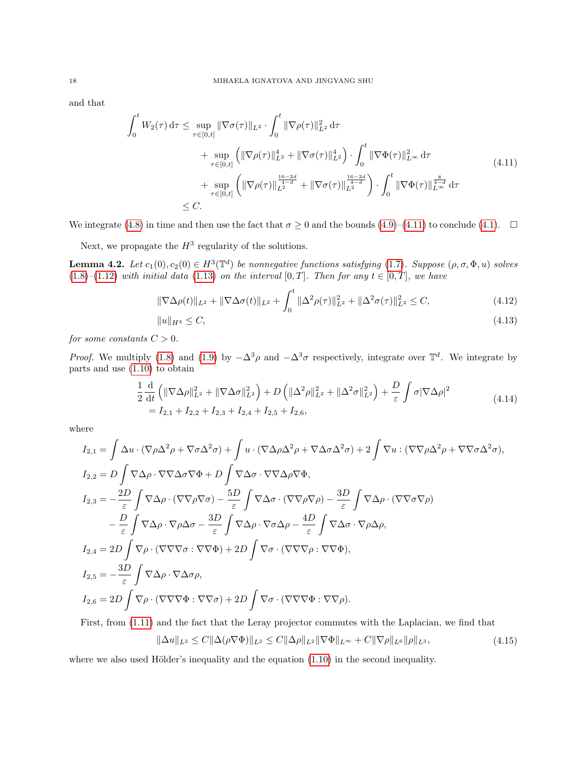and that

$$
\begin{aligned}
\int_0^t W_2(\tau)\,\mathrm{d}\tau \le & \sup_{\tau\in[0,t]} \|\nabla\sigma(\tau)\|_{L^2} \cdot \int_0^t \|\nabla\rho(\tau)\|_{L^2}^2\,\mathrm{d}\tau \\
& + \sup_{\tau\in[0,t]} \left(\|\nabla\rho(\tau)\|_{L^2}^4 + \|\nabla\sigma(\tau)\|_{L^2}^4\right) \cdot \int_0^t \|\nabla\Phi(\tau)\|_{L^\infty}^2\,\mathrm{d}\tau \\
& + \sup_{\tau\in[0,t]} \left(\|\nabla\rho(\tau)\|_{L^2}^{\frac{16-2d}{4-d}} + \|\nabla\sigma(\tau)\|_{L^2}^{\frac{16-2d}{4-d}}\right) \cdot \int_0^t \|\nabla\Phi(\tau)\|_{L^\infty}^{\frac{8}{4-d}}\,\mathrm{d}\tau \\
\le & C.
\end{aligned}
\tag{4.11}
$$

We integrate (4.8) in time and then use the fact that $\sigma \ge 0$ and the bounds (4.9)–(4.11) to conclude (4.1). $\square$

Next, we propagate the $H^3$ regularity of the solutions.

**Lemma 4.2.** *Let $c_1(0), c_2(0) \in H^3(\mathbb{T}^d)$ be nonnegative functions satisfying (1.7). Suppose $(\rho, \sigma, \Phi, u)$ solves (1.8)–(1.12) with initial data (1.13) on the interval $[0,T]$. Then for any $t \in [0,T]$, we have*

$$
\|\nabla\Delta\rho(t)\|_{L^2} + \|\nabla\Delta\sigma(t)\|_{L^2} + \int_0^t \|\Delta^2\rho(\tau)\|_{L^2}^2 + \|\Delta^2\sigma(\tau)\|_{L^2}^2 \le C, \tag{4.12}
$$

$$
\|u\|_{H^3} \le C, \tag{4.13}
$$

*for some constants $C > 0$.*

*Proof.* We multiply (1.8) and (1.9) by $-\Delta^3\rho$ and $-\Delta^3\sigma$ respectively, integrate over $\mathbb{T}^d$. We integrate by parts and use (1.10) to obtain

$$
\begin{aligned}
&\frac{1}{2}\frac{\mathrm{d}}{\mathrm{d}t}\left(\|\nabla\Delta\rho\|_{L^2}^2 + \|\nabla\Delta\sigma\|_{L^2}^2\right) + D\left(\|\Delta^2\rho\|_{L^2}^2 + \|\Delta^2\sigma\|_{L^2}^2\right) + \frac{D}{\varepsilon}\int \sigma|\nabla\Delta\rho|^2 \\
&= I_{2,1} + I_{2,2} + I_{2,3} + I_{2,4} + I_{2,5} + I_{2,6},
\end{aligned}
\tag{4.14}
$$

where

$$
I_{2,1} = \int \Delta u \cdot (\nabla\rho\Delta^2\rho + \nabla\sigma\Delta^2\sigma) + \int u \cdot (\nabla\Delta\rho\Delta^2\rho + \nabla\Delta\sigma\Delta^2\sigma) + 2\int \nabla u : (\nabla\nabla\rho\Delta^2\rho + \nabla\nabla\sigma\Delta^2\sigma),
$$

$$
I_{2,2} = D\int \nabla\Delta\rho \cdot \nabla\nabla\Delta\sigma\nabla\Phi + D\int \nabla\Delta\sigma \cdot \nabla\nabla\Delta\rho\nabla\Phi,
$$

$$
\begin{aligned}
I_{2,3} = &-\frac{2D}{\varepsilon}\int \nabla\Delta\rho \cdot (\nabla\nabla\rho\nabla\sigma) - \frac{5D}{\varepsilon}\int \nabla\Delta\sigma \cdot (\nabla\nabla\rho\nabla\rho) - \frac{3D}{\varepsilon}\int \nabla\Delta\rho \cdot (\nabla\nabla\sigma\nabla\rho) \\
&- \frac{D}{\varepsilon}\int \nabla\Delta\rho \cdot \nabla\rho\Delta\sigma - \frac{3D}{\varepsilon}\int \nabla\Delta\rho \cdot \nabla\sigma\Delta\rho - \frac{4D}{\varepsilon}\int \nabla\Delta\sigma \cdot \nabla\rho\Delta\rho,
\end{aligned}
$$

$$
I_{2,4} = 2D\int \nabla\rho \cdot (\nabla\nabla\nabla\sigma : \nabla\nabla\Phi) + 2D\int \nabla\sigma \cdot (\nabla\nabla\nabla\rho : \nabla\nabla\Phi),
$$

$$
I_{2,5} = -\frac{3D}{\varepsilon}\int \nabla\Delta\rho \cdot \nabla\Delta\sigma\rho,
$$

$$
I_{2,6} = 2D\int \nabla\rho \cdot (\nabla\nabla\nabla\Phi : \nabla\nabla\sigma) + 2D\int \nabla\sigma \cdot (\nabla\nabla\nabla\Phi : \nabla\nabla\rho).
$$

First, from (1.11) and the fact that the Leray projector commutes with the Laplacian, we find that

$$
\|\Delta u\|_{L^2} \le C\|\Delta(\rho\nabla\Phi)\|_{L^2} \le C\|\Delta\rho\|_{L^2}\|\nabla\Phi\|_{L^\infty} + C\|\nabla\rho\|_{L^6}\|\rho\|_{L^3}, \tag{4.15}
$$

where we also used Hölder's inequality and the equation (1.10) in the second inequality.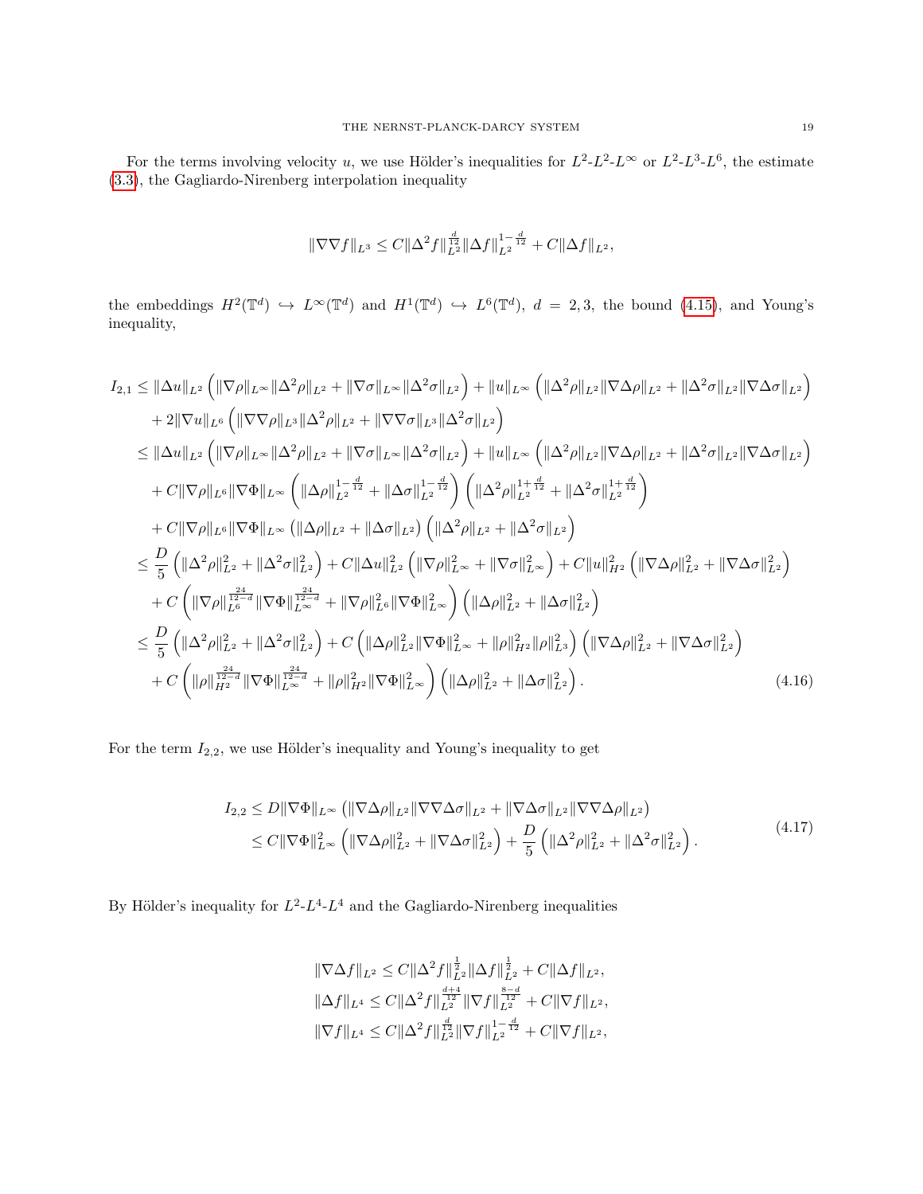For the terms involving velocity $u$, we use Hölder's inequalities for $L^2$-$L^2$-$L^\infty$ or $L^2$-$L^3$-$L^6$, the estimate (3.3), the Gagliardo-Nirenberg interpolation inequality

$$\|\nabla\nabla f\|_{L^3} \le C\|\Delta^2 f\|_{L^2}^{\frac{d}{12}}\|\Delta f\|_{L^2}^{1-\frac{d}{12}} + C\|\Delta f\|_{L^2},$$

the embeddings $H^2(\mathbb{T}^d) \hookrightarrow L^\infty(\mathbb{T}^d)$ and $H^1(\mathbb{T}^d) \hookrightarrow L^6(\mathbb{T}^d)$, $d = 2, 3$, the bound (4.15), and Young's inequality,

$$\begin{aligned}
I_{2,1} &\le \|\Delta u\|_{L^2}\left(\|\nabla\rho\|_{L^\infty}\|\Delta^2\rho\|_{L^2} + \|\nabla\sigma\|_{L^\infty}\|\Delta^2\sigma\|_{L^2}\right) + \|u\|_{L^\infty}\left(\|\Delta^2\rho\|_{L^2}\|\nabla\Delta\rho\|_{L^2} + \|\Delta^2\sigma\|_{L^2}\|\nabla\Delta\sigma\|_{L^2}\right)\\
&\quad + 2\|\nabla u\|_{L^6}\left(\|\nabla\nabla\rho\|_{L^3}\|\Delta^2\rho\|_{L^2} + \|\nabla\nabla\sigma\|_{L^3}\|\Delta^2\sigma\|_{L^2}\right)\\
&\le \|\Delta u\|_{L^2}\left(\|\nabla\rho\|_{L^\infty}\|\Delta^2\rho\|_{L^2} + \|\nabla\sigma\|_{L^\infty}\|\Delta^2\sigma\|_{L^2}\right) + \|u\|_{L^\infty}\left(\|\Delta^2\rho\|_{L^2}\|\nabla\Delta\rho\|_{L^2} + \|\Delta^2\sigma\|_{L^2}\|\nabla\Delta\sigma\|_{L^2}\right)\\
&\quad + C\|\nabla\rho\|_{L^6}\|\nabla\Phi\|_{L^\infty}\left(\|\Delta\rho\|_{L^2}^{1-\frac{d}{12}} + \|\Delta\sigma\|_{L^2}^{1-\frac{d}{12}}\right)\left(\|\Delta^2\rho\|_{L^2}^{1+\frac{d}{12}} + \|\Delta^2\sigma\|_{L^2}^{1+\frac{d}{12}}\right)\\
&\quad + C\|\nabla\rho\|_{L^6}\|\nabla\Phi\|_{L^\infty}\left(\|\Delta\rho\|_{L^2} + \|\Delta\sigma\|_{L^2}\right)\left(\|\Delta^2\rho\|_{L^2} + \|\Delta^2\sigma\|_{L^2}\right)\\
&\le \frac{D}{5}\left(\|\Delta^2\rho\|_{L^2}^2 + \|\Delta^2\sigma\|_{L^2}^2\right) + C\|\Delta u\|_{L^2}^2\left(\|\nabla\rho\|_{L^\infty}^2 + \|\nabla\sigma\|_{L^\infty}^2\right) + C\|u\|_{H^2}^2\left(\|\nabla\Delta\rho\|_{L^2}^2 + \|\nabla\Delta\sigma\|_{L^2}^2\right)\\
&\quad + C\left(\|\nabla\rho\|_{L^6}^{\frac{24}{12-d}}\|\nabla\Phi\|_{L^\infty}^{\frac{24}{12-d}} + \|\nabla\rho\|_{L^6}^2\|\nabla\Phi\|_{L^\infty}^2\right)\left(\|\Delta\rho\|_{L^2}^2 + \|\Delta\sigma\|_{L^2}^2\right)\\
&\le \frac{D}{5}\left(\|\Delta^2\rho\|_{L^2}^2 + \|\Delta^2\sigma\|_{L^2}^2\right) + C\left(\|\Delta\rho\|_{L^2}^2\|\nabla\Phi\|_{L^\infty}^2 + \|\rho\|_{H^2}^2\|\rho\|_{L^3}^2\right)\left(\|\nabla\Delta\rho\|_{L^2}^2 + \|\nabla\Delta\sigma\|_{L^2}^2\right)\\
&\quad + C\left(\|\rho\|_{H^2}^{\frac{24}{12-d}}\|\nabla\Phi\|_{L^\infty}^{\frac{24}{12-d}} + \|\rho\|_{H^2}^2\|\nabla\Phi\|_{L^\infty}^2\right)\left(\|\Delta\rho\|_{L^2}^2 + \|\Delta\sigma\|_{L^2}^2\right).
\end{aligned} \tag{4.16}$$

For the term $I_{2,2}$, we use Hölder's inequality and Young's inequality to get

$$\begin{aligned}
I_{2,2} &\le D\|\nabla\Phi\|_{L^\infty}\left(\|\nabla\Delta\rho\|_{L^2}\|\nabla\nabla\Delta\sigma\|_{L^2} + \|\nabla\Delta\sigma\|_{L^2}\|\nabla\nabla\Delta\rho\|_{L^2}\right)\\
&\le C\|\nabla\Phi\|_{L^\infty}^2\left(\|\nabla\Delta\rho\|_{L^2}^2 + \|\nabla\Delta\sigma\|_{L^2}^2\right) + \frac{D}{5}\left(\|\Delta^2\rho\|_{L^2}^2 + \|\Delta^2\sigma\|_{L^2}^2\right).
\end{aligned} \tag{4.17}$$

By Hölder's inequality for $L^2$-$L^4$-$L^4$ and the Gagliardo-Nirenberg inequalities

$$\begin{aligned}
\|\nabla\Delta f\|_{L^2} &\le C\|\Delta^2 f\|_{L^2}^{\frac{1}{2}}\|\Delta f\|_{L^2}^{\frac{1}{2}} + C\|\Delta f\|_{L^2},\\
\|\Delta f\|_{L^4} &\le C\|\Delta^2 f\|_{L^2}^{\frac{d+4}{12}}\|\nabla f\|_{L^2}^{\frac{8-d}{12}} + C\|\nabla f\|_{L^2},\\
\|\nabla f\|_{L^4} &\le C\|\Delta^2 f\|_{L^2}^{\frac{d}{12}}\|\nabla f\|_{L^2}^{1-\frac{d}{12}} + C\|\nabla f\|_{L^2},
\end{aligned}$$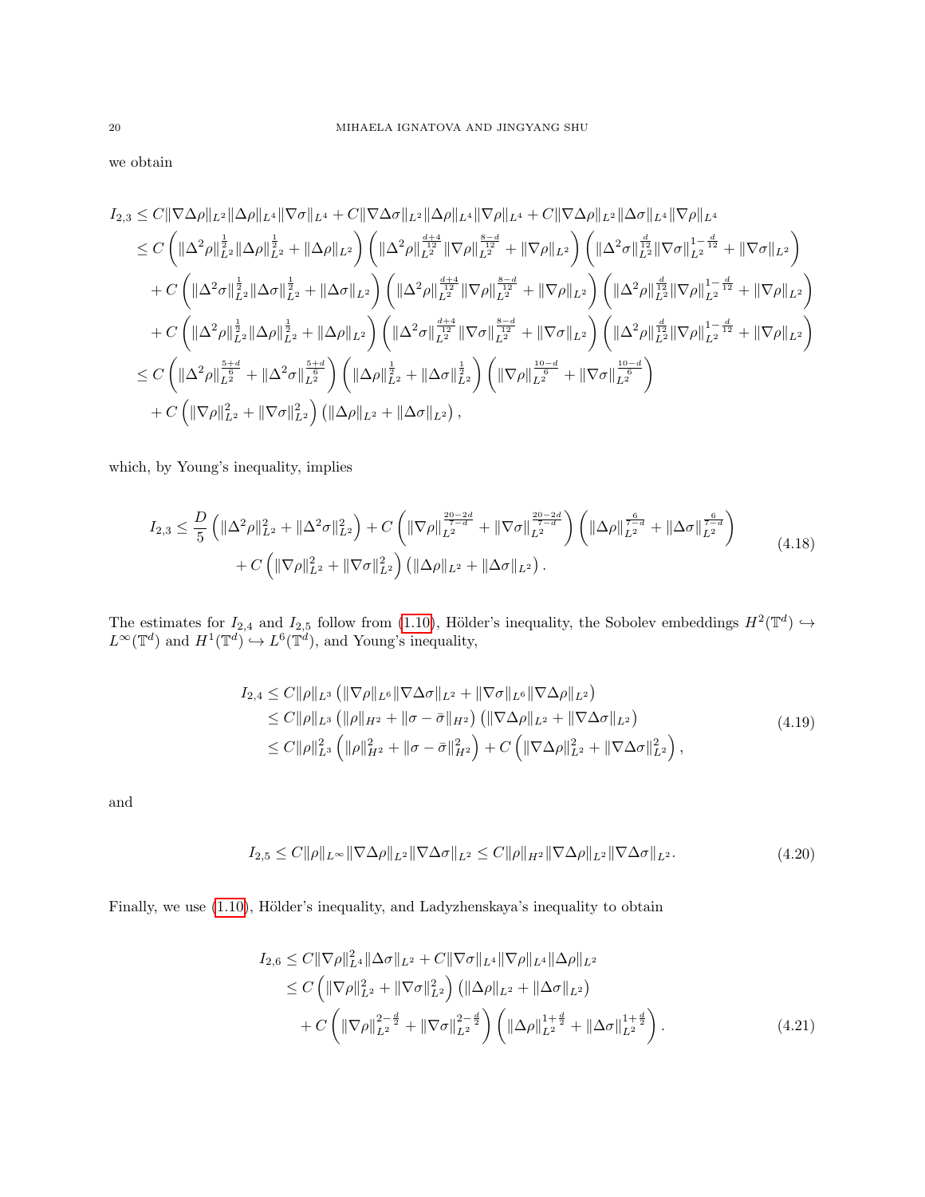we obtain

$$
\begin{aligned}
I_{2,3} &\leq C\|\nabla\Delta\rho\|_{L^2}\|\Delta\rho\|_{L^4}\|\nabla\sigma\|_{L^4} + C\|\nabla\Delta\sigma\|_{L^2}\|\Delta\rho\|_{L^4}\|\nabla\rho\|_{L^4} + C\|\nabla\Delta\rho\|_{L^2}\|\Delta\sigma\|_{L^4}\|\nabla\rho\|_{L^4} \\
&\leq C\left(\|\Delta^2\rho\|_{L^2}^{\frac{1}{2}}\|\Delta\rho\|_{L^2}^{\frac{1}{2}} + \|\Delta\rho\|_{L^2}\right)\left(\|\Delta^2\rho\|_{L^2}^{\frac{d+4}{12}}\|\nabla\rho\|_{L^2}^{\frac{8-d}{12}} + \|\nabla\rho\|_{L^2}\right)\left(\|\Delta^2\sigma\|_{L^2}^{\frac{d}{12}}\|\nabla\sigma\|_{L^2}^{1-\frac{d}{12}} + \|\nabla\sigma\|_{L^2}\right) \\
&\quad + C\left(\|\Delta^2\sigma\|_{L^2}^{\frac{1}{2}}\|\Delta\sigma\|_{L^2}^{\frac{1}{2}} + \|\Delta\sigma\|_{L^2}\right)\left(\|\Delta^2\rho\|_{L^2}^{\frac{d+4}{12}}\|\nabla\rho\|_{L^2}^{\frac{8-d}{12}} + \|\nabla\rho\|_{L^2}\right)\left(\|\Delta^2\rho\|_{L^2}^{\frac{d}{12}}\|\nabla\rho\|_{L^2}^{1-\frac{d}{12}} + \|\nabla\rho\|_{L^2}\right) \\
&\quad + C\left(\|\Delta^2\rho\|_{L^2}^{\frac{1}{2}}\|\Delta\rho\|_{L^2}^{\frac{1}{2}} + \|\Delta\rho\|_{L^2}\right)\left(\|\Delta^2\sigma\|_{L^2}^{\frac{d+4}{12}}\|\nabla\sigma\|_{L^2}^{\frac{8-d}{12}} + \|\nabla\sigma\|_{L^2}\right)\left(\|\Delta^2\rho\|_{L^2}^{\frac{d}{12}}\|\nabla\rho\|_{L^2}^{1-\frac{d}{12}} + \|\nabla\rho\|_{L^2}\right) \\
&\leq C\left(\|\Delta^2\rho\|_{L^2}^{\frac{5+d}{6}} + \|\Delta^2\sigma\|_{L^2}^{\frac{5+d}{6}}\right)\left(\|\Delta\rho\|_{L^2}^{\frac{1}{2}} + \|\Delta\sigma\|_{L^2}^{\frac{1}{2}}\right)\left(\|\nabla\rho\|_{L^2}^{\frac{10-d}{6}} + \|\nabla\sigma\|_{L^2}^{\frac{10-d}{6}}\right) \\
&\quad + C\left(\|\nabla\rho\|_{L^2}^2 + \|\nabla\sigma\|_{L^2}^2\right)\left(\|\Delta\rho\|_{L^2} + \|\Delta\sigma\|_{L^2}\right),
\end{aligned}
$$

which, by Young's inequality, implies

$$
\begin{aligned}
I_{2,3} &\leq \frac{D}{5}\left(\|\Delta^2\rho\|_{L^2}^2 + \|\Delta^2\sigma\|_{L^2}^2\right) + C\left(\|\nabla\rho\|_{L^2}^{\frac{20-2d}{7-d}} + \|\nabla\sigma\|_{L^2}^{\frac{20-2d}{7-d}}\right)\left(\|\Delta\rho\|_{L^2}^{\frac{6}{7-d}} + \|\Delta\sigma\|_{L^2}^{\frac{6}{7-d}}\right) \\
&\quad + C\left(\|\nabla\rho\|_{L^2}^2 + \|\nabla\sigma\|_{L^2}^2\right)\left(\|\Delta\rho\|_{L^2} + \|\Delta\sigma\|_{L^2}\right).
\end{aligned}
\tag{4.18}
$$

The estimates for $I_{2,4}$ and $I_{2,5}$ follow from (1.10), Hölder's inequality, the Sobolev embeddings $H^2(\mathbb{T}^d) \hookrightarrow L^\infty(\mathbb{T}^d)$ and $H^1(\mathbb{T}^d) \hookrightarrow L^6(\mathbb{T}^d)$, and Young's inequality,

$$
\begin{aligned}
I_{2,4} &\leq C\|\rho\|_{L^3}\left(\|\nabla\rho\|_{L^6}\|\nabla\Delta\sigma\|_{L^2} + \|\nabla\sigma\|_{L^6}\|\nabla\Delta\rho\|_{L^2}\right) \\
&\leq C\|\rho\|_{L^3}\left(\|\rho\|_{H^2} + \|\sigma - \bar{\sigma}\|_{H^2}\right)\left(\|\nabla\Delta\rho\|_{L^2} + \|\nabla\Delta\sigma\|_{L^2}\right) \\
&\leq C\|\rho\|_{L^3}^2\left(\|\rho\|_{H^2}^2 + \|\sigma - \bar{\sigma}\|_{H^2}^2\right) + C\left(\|\nabla\Delta\rho\|_{L^2}^2 + \|\nabla\Delta\sigma\|_{L^2}^2\right),
\end{aligned}
\tag{4.19}
$$

and

$$
I_{2,5} \leq C\|\rho\|_{L^\infty}\|\nabla\Delta\rho\|_{L^2}\|\nabla\Delta\sigma\|_{L^2} \leq C\|\rho\|_{H^2}\|\nabla\Delta\rho\|_{L^2}\|\nabla\Delta\sigma\|_{L^2}. \tag{4.20}
$$

Finally, we use (1.10), Hölder's inequality, and Ladyzhenskaya's inequality to obtain

$$
\begin{aligned}
I_{2,6} &\leq C\|\nabla\rho\|_{L^4}^2\|\Delta\sigma\|_{L^2} + C\|\nabla\sigma\|_{L^4}\|\nabla\rho\|_{L^4}\|\Delta\rho\|_{L^2} \\
&\leq C\left(\|\nabla\rho\|_{L^2}^2 + \|\nabla\sigma\|_{L^2}^2\right)\left(\|\Delta\rho\|_{L^2} + \|\Delta\sigma\|_{L^2}\right) \\
&\quad + C\left(\|\nabla\rho\|_{L^2}^{2-\frac{d}{2}} + \|\nabla\sigma\|_{L^2}^{2-\frac{d}{2}}\right)\left(\|\Delta\rho\|_{L^2}^{1+\frac{d}{2}} + \|\Delta\sigma\|_{L^2}^{1+\frac{d}{2}}\right).
\end{aligned}
\tag{4.21}
$$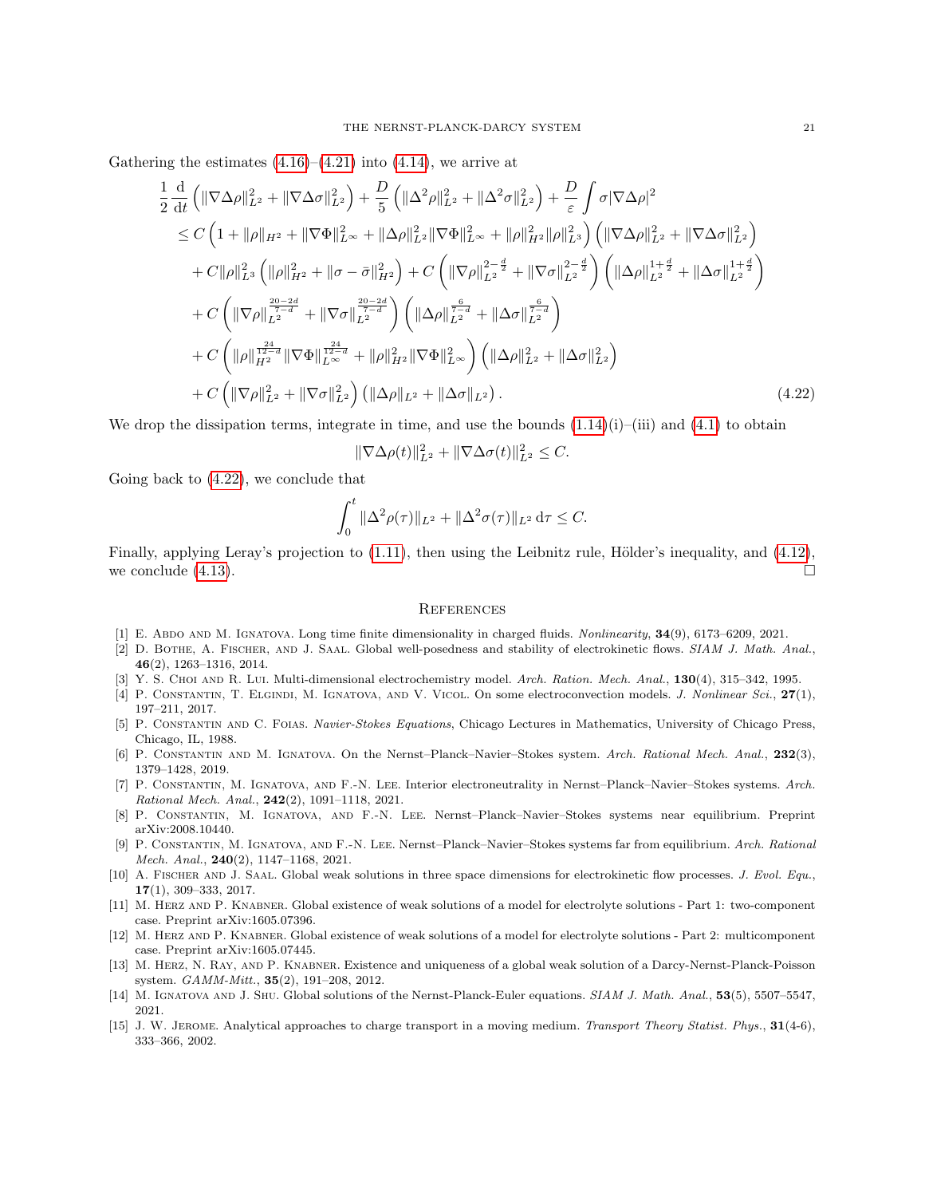Gathering the estimates (4.16)–(4.21) into (4.14), we arrive at

$$
\begin{aligned}
&\frac{1}{2}\frac{\mathrm{d}}{\mathrm{d}t}\left(\|\nabla\Delta\rho\|_{L^2}^2+\|\nabla\Delta\sigma\|_{L^2}^2\right)+\frac{D}{5}\left(\|\Delta^2\rho\|_{L^2}^2+\|\Delta^2\sigma\|_{L^2}^2\right)+\frac{D}{\varepsilon}\int\sigma|\nabla\Delta\rho|^2\\
&\le C\left(1+\|\rho\|_{H^2}+\|\nabla\Phi\|_{L^\infty}^2+\|\Delta\rho\|_{L^2}^2\|\nabla\Phi\|_{L^\infty}^2+\|\rho\|_{H^2}^2\|\rho\|_{L^3}^2\right)\left(\|\nabla\Delta\rho\|_{L^2}^2+\|\nabla\Delta\sigma\|_{L^2}^2\right)\\
&\quad+C\|\rho\|_{L^3}^2\left(\|\rho\|_{H^2}^2+\|\sigma-\bar{\sigma}\|_{H^2}^2\right)+C\left(\|\nabla\rho\|_{L^2}^{2-\frac{d}{2}}+\|\nabla\sigma\|_{L^2}^{2-\frac{d}{2}}\right)\left(\|\Delta\rho\|_{L^2}^{1+\frac{d}{2}}+\|\Delta\sigma\|_{L^2}^{1+\frac{d}{2}}\right)\\
&\quad+C\left(\|\nabla\rho\|_{L^2}^{\frac{20-2d}{7-d}}+\|\nabla\sigma\|_{L^2}^{\frac{20-2d}{7-d}}\right)\left(\|\Delta\rho\|_{L^2}^{\frac{6}{7-d}}+\|\Delta\sigma\|_{L^2}^{\frac{6}{7-d}}\right)\\
&\quad+C\left(\|\rho\|_{H^2}^{\frac{24}{12-d}}\|\nabla\Phi\|_{L^\infty}^{\frac{24}{12-d}}+\|\rho\|_{H^2}^2\|\nabla\Phi\|_{L^\infty}^2\right)\left(\|\Delta\rho\|_{L^2}^2+\|\Delta\sigma\|_{L^2}^2\right)\\
&\quad+C\left(\|\nabla\rho\|_{L^2}^2+\|\nabla\sigma\|_{L^2}^2\right)\left(\|\Delta\rho\|_{L^2}+\|\Delta\sigma\|_{L^2}\right).
\end{aligned}
\tag{4.22}
$$

We drop the dissipation terms, integrate in time, and use the bounds (1.14)(i)–(iii) and (4.1) to obtain

$$
\|\nabla\Delta\rho(t)\|_{L^2}^2+\|\nabla\Delta\sigma(t)\|_{L^2}^2\le C.
$$

Going back to (4.22), we conclude that

$$
\int_0^t\|\Delta^2\rho(\tau)\|_{L^2}+\|\Delta^2\sigma(\tau)\|_{L^2}\,\mathrm{d}\tau\le C.
$$

Finally, applying Leray's projection to (1.11), then using the Leibnitz rule, Hölder's inequality, and (4.12), we conclude (4.13). □

## References

[1] E. Abdo and M. Ignatova. Long time finite dimensionality in charged fluids. *Nonlinearity*, **34**(9), 6173–6209, 2021.

[2] D. Bothe, A. Fischer, and J. Saal. Global well-posedness and stability of electrokinetic flows. *SIAM J. Math. Anal.*, **46**(2), 1263–1316, 2014.

[3] Y. S. Choi and R. Lui. Multi-dimensional electrochemistry model. *Arch. Ration. Mech. Anal.*, **130**(4), 315–342, 1995.

[4] P. Constantin, T. Elgindi, M. Ignatova, and V. Vicol. On some electroconvection models. *J. Nonlinear Sci.*, **27**(1), 197–211, 2017.

[5] P. Constantin and C. Foias. *Navier-Stokes Equations*, Chicago Lectures in Mathematics, University of Chicago Press, Chicago, IL, 1988.

[6] P. Constantin and M. Ignatova. On the Nernst–Planck–Navier–Stokes system. *Arch. Rational Mech. Anal.*, **232**(3), 1379–1428, 2019.

[7] P. Constantin, M. Ignatova, and F.-N. Lee. Interior electroneutrality in Nernst–Planck–Navier–Stokes systems. *Arch. Rational Mech. Anal.*, **242**(2), 1091–1118, 2021.

[8] P. Constantin, M. Ignatova, and F.-N. Lee. Nernst–Planck–Navier–Stokes systems near equilibrium. Preprint arXiv:2008.10440.

[9] P. Constantin, M. Ignatova, and F.-N. Lee. Nernst–Planck–Navier–Stokes systems far from equilibrium. *Arch. Rational Mech. Anal.*, **240**(2), 1147–1168, 2021.

[10] A. Fischer and J. Saal. Global weak solutions in three space dimensions for electrokinetic flow processes. *J. Evol. Equ.*, **17**(1), 309–333, 2017.

[11] M. Herz and P. Knabner. Global existence of weak solutions of a model for electrolyte solutions - Part 1: two-component case. Preprint arXiv:1605.07396.

[12] M. Herz and P. Knabner. Global existence of weak solutions of a model for electrolyte solutions - Part 2: multicomponent case. Preprint arXiv:1605.07445.

[13] M. Herz, N. Ray, and P. Knabner. Existence and uniqueness of a global weak solution of a Darcy-Nernst-Planck-Poisson system. *GAMM-Mitt.*, **35**(2), 191–208, 2012.

[14] M. Ignatova and J. Shu. Global solutions of the Nernst-Planck-Euler equations. *SIAM J. Math. Anal.*, **53**(5), 5507–5547, 2021.

[15] J. W. Jerome. Analytical approaches to charge transport in a moving medium. *Transport Theory Statist. Phys.*, **31**(4-6), 333–366, 2002.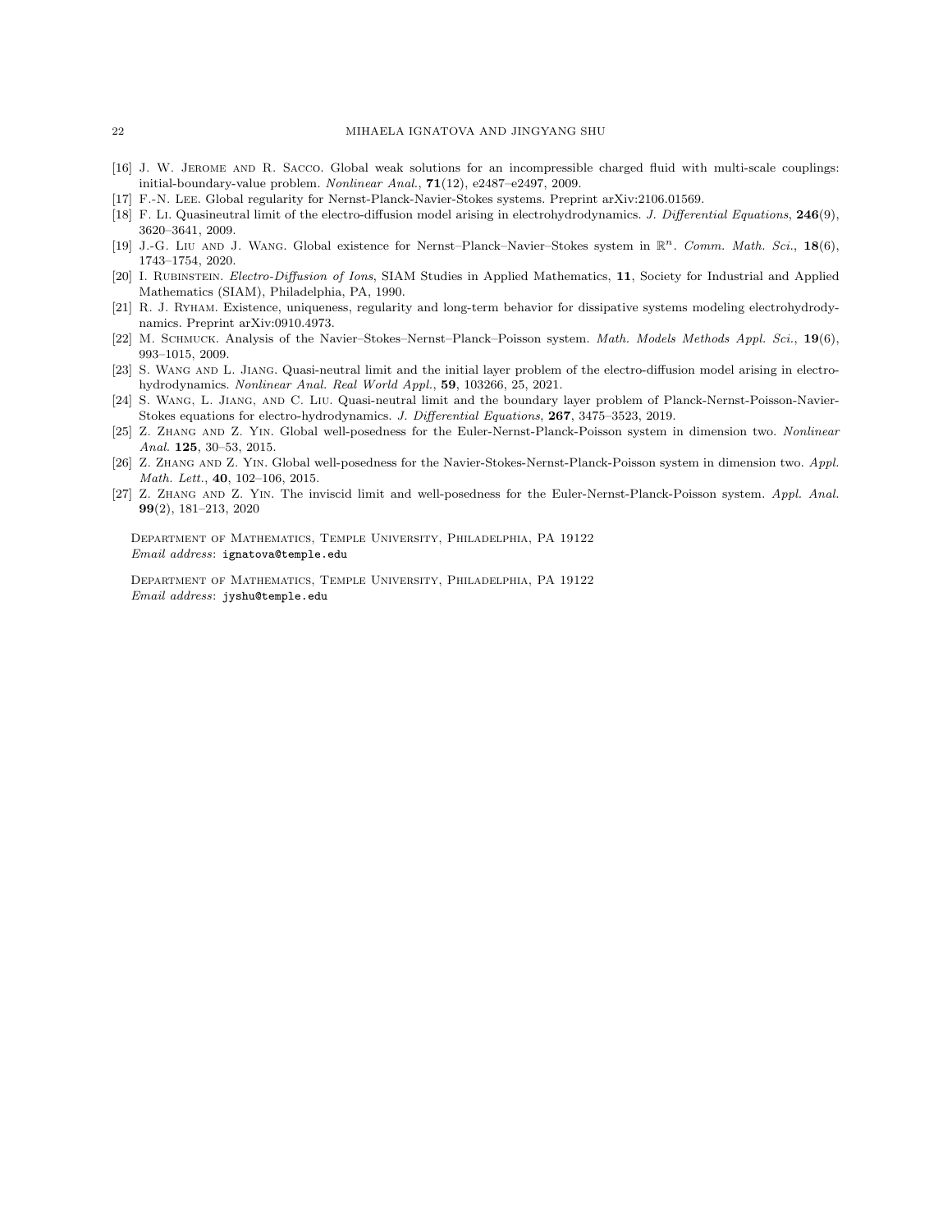[16] J. W. Jerome and R. Sacco. Global weak solutions for an incompressible charged fluid with multi-scale couplings: initial-boundary-value problem. *Nonlinear Anal.*, **71**(12), e2487–e2497, 2009.

[17] F.-N. Lee. Global regularity for Nernst-Planck-Navier-Stokes systems. Preprint arXiv:2106.01569.

[18] F. Li. Quasineutral limit of the electro-diffusion model arising in electrohydrodynamics. *J. Differential Equations*, **246**(9), 3620–3641, 2009.

[19] J.-G. Liu and J. Wang. Global existence for Nernst–Planck–Navier–Stokes system in $\mathbb{R}^n$. *Comm. Math. Sci.*, **18**(6), 1743–1754, 2020.

[20] I. Rubinstein. *Electro-Diffusion of Ions*, SIAM Studies in Applied Mathematics, **11**, Society for Industrial and Applied Mathematics (SIAM), Philadelphia, PA, 1990.

[21] R. J. Ryham. Existence, uniqueness, regularity and long-term behavior for dissipative systems modeling electrohydrodynamics. Preprint arXiv:0910.4973.

[22] M. Schmuck. Analysis of the Navier–Stokes–Nernst–Planck–Poisson system. *Math. Models Methods Appl. Sci.*, **19**(6), 993–1015, 2009.

[23] S. Wang and L. Jiang. Quasi-neutral limit and the initial layer problem of the electro-diffusion model arising in electrohydrodynamics. *Nonlinear Anal. Real World Appl.*, **59**, 103266, 25, 2021.

[24] S. Wang, L. Jiang, and C. Liu. Quasi-neutral limit and the boundary layer problem of Planck-Nernst-Poisson-Navier-Stokes equations for electro-hydrodynamics. *J. Differential Equations*, **267**, 3475–3523, 2019.

[25] Z. Zhang and Z. Yin. Global well-posedness for the Euler-Nernst-Planck-Poisson system in dimension two. *Nonlinear Anal.* **125**, 30–53, 2015.

[26] Z. Zhang and Z. Yin. Global well-posedness for the Navier-Stokes-Nernst-Planck-Poisson system in dimension two. *Appl. Math. Lett.*, **40**, 102–106, 2015.

[27] Z. Zhang and Z. Yin. The inviscid limit and well-posedness for the Euler-Nernst-Planck-Poisson system. *Appl. Anal.* **99**(2), 181–213, 2020

Department of Mathematics, Temple University, Philadelphia, PA 19122
*Email address*: ignatova@temple.edu

Department of Mathematics, Temple University, Philadelphia, PA 19122
*Email address*: jyshu@temple.edu